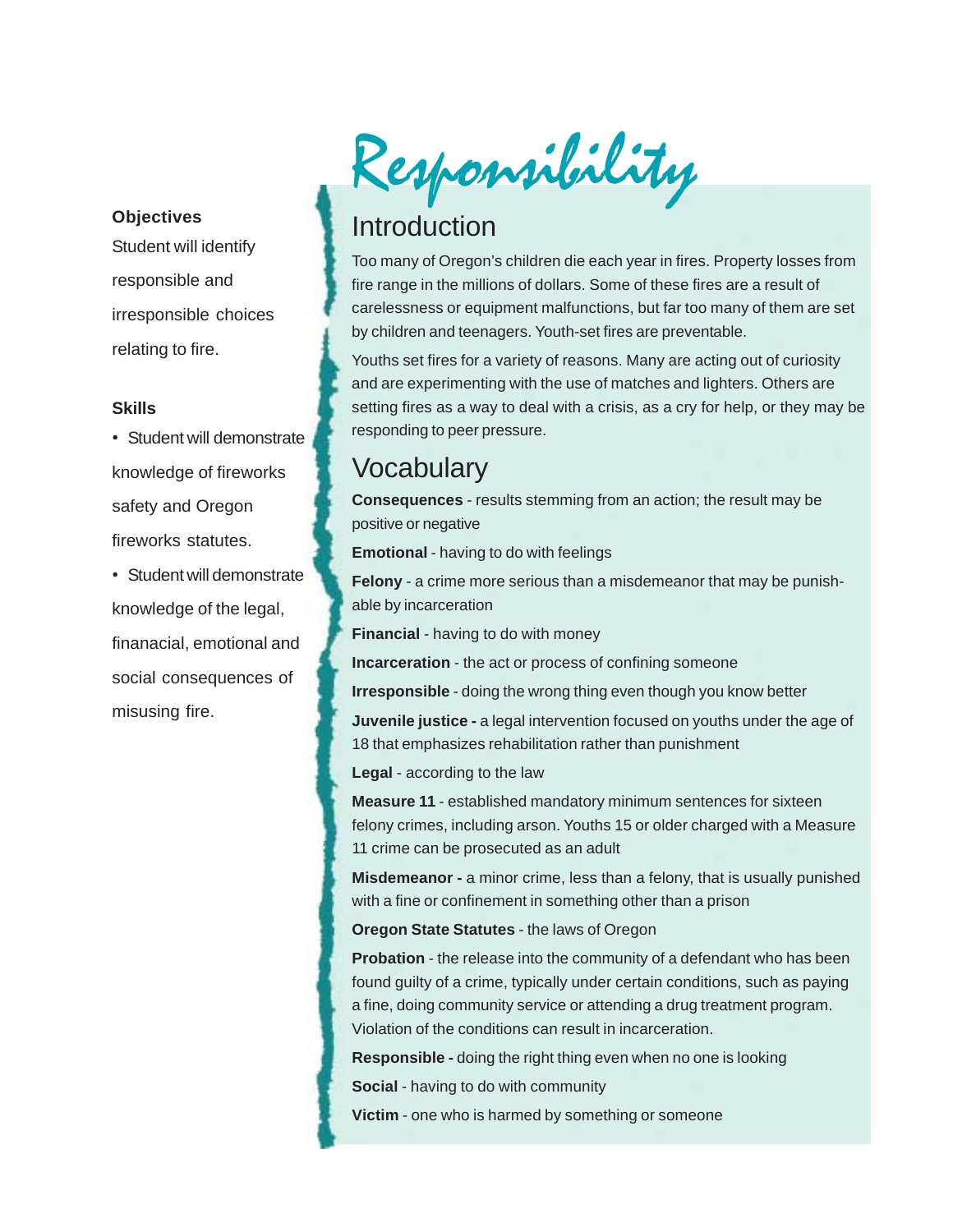# Responsibility

## Objectives

Student will identify responsible and irresponsible choices relating to fire.

## Skills

- Student will demonstrate knowledge of fireworks safety and Oregon fireworks statutes.
- Student will demonstrate knowledge of the legal, finanacial, emotional and social consequences of misusing fire.

## Introduction

Too many of Oregon's children die each year in fires. Property losses from fire range in the millions of dollars. Some of these fires are a result of carelessness or equipment malfunctions, but far too many of them are set by children and teenagers. Youth-set fires are preventable.

Youths set fires for a variety of reasons. Many are acting out of curiosity and are experimenting with the use of matches and lighters. Others are setting fires as a way to deal with a crisis, as a cry for help, or they may be responding to peer pressure.

## Vocabulary

**Consequences** - results stemming from an action; the result may be positive or negative

**Emotional** - having to do with feelings

**Felony** - a crime more serious than a misdemeanor that may be punishable by incarceration

**Financial** - having to do with money

**Incarceration** - the act or process of confining someone

**Irresponsible** - doing the wrong thing even though you know better

**Juvenile justice -** a legal intervention focused on youths under the age of 18 that emphasizes rehabilitation rather than punishment

**Legal** - according to the law

**Measure 11** - established mandatory minimum sentences for sixteen felony crimes, including arson. Youths 15 or older charged with a Measure 11 crime can be prosecuted as an adult

**Misdemeanor -** a minor crime, less than a felony, that is usually punished with a fine or confinement in something other than a prison

**Oregon State Statutes** - the laws of Oregon

**Probation** - the release into the community of a defendant who has been found guilty of a crime, typically under certain conditions, such as paying a fine, doing community service or attending a drug treatment program. Violation of the conditions can result in incarceration.

**Responsible -** doing the right thing even when no one is looking

**Social** - having to do with community

**Victim** - one who is harmed by something or someone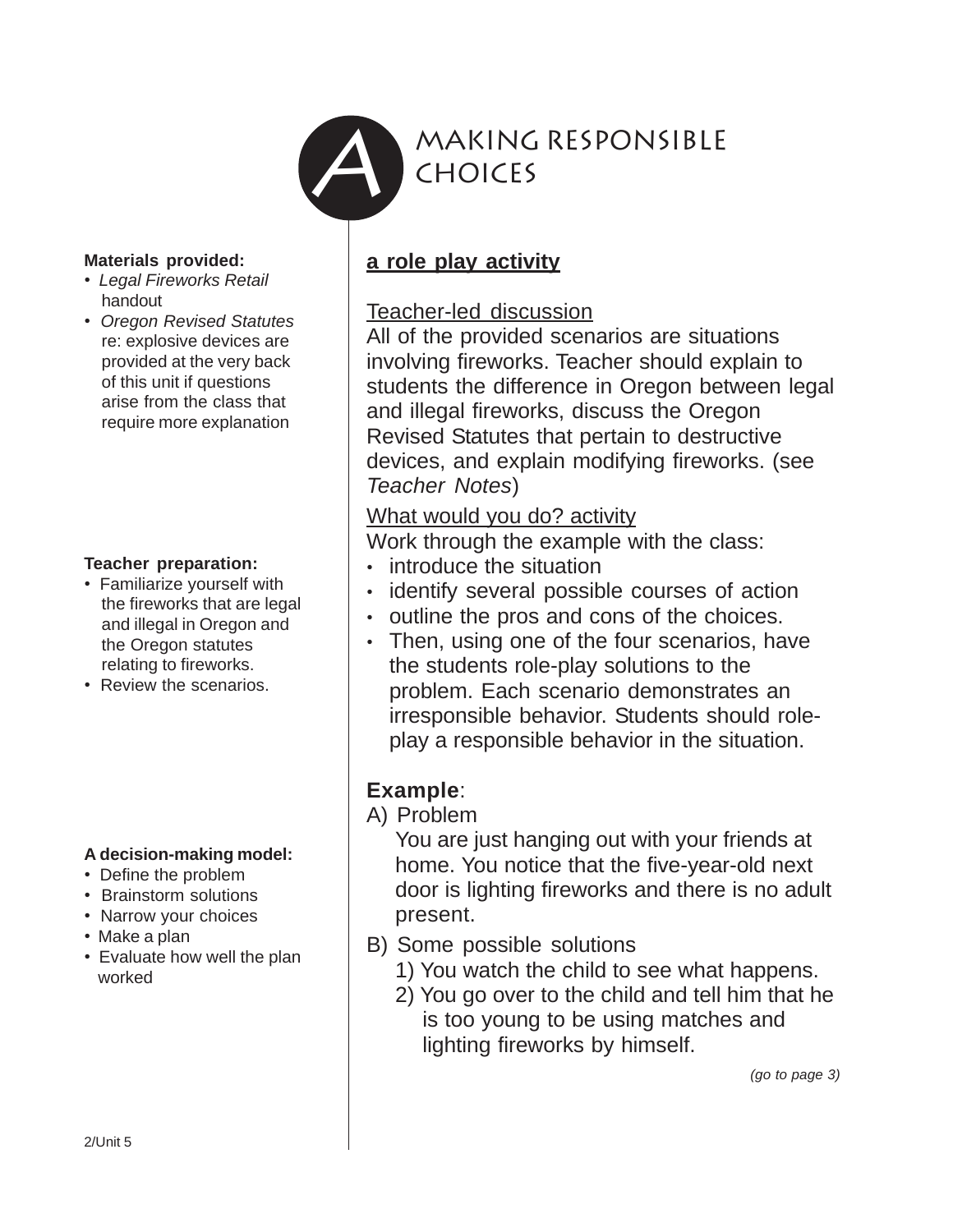# A MAKING RESPONSIBLE CHOICES

**Materials provided:**

- *Legal Fireworks Retail* handout
- *Oregon Revised Statutes* re: explosive devices are provided at the very back of this unit if questions arise from the class that require more explanation

**Teacher preparation:**

- Familiarize yourself with the fireworks that are legal and illegal in Oregon and the Oregon statutes relating to fireworks.
- Review the scenarios.

**A decision-making model:**

- Define the problem
- Brainstorm solutions
- Narrow your choices
- Make a plan
- Evaluate how well the plan worked

**a role play activity**

Teacher-led discussion

All of the provided scenarios are situations involving fireworks. Teacher should explain to students the difference in Oregon between legal and illegal fireworks, discuss the Oregon Revised Statutes that pertain to destructive devices, and explain modifying fireworks. (see *Teacher Notes*)

What would you do? activity

Work through the example with the class:

- introduce the situation
- identify several possible courses of action
- outline the pros and cons of the choices.
- Then, using one of the four scenarios, have the students role-play solutions to the problem. Each scenario demonstrates an irresponsible behavior. Students should role-play a responsible behavior in the situation.

**Example**:

A) Problem

You are just hanging out with your friends at home. You notice that the five-year-old next door is lighting fireworks and there is no adult present.

B) Some possible solutions

1) You watch the child to see what happens.
2) You go over to the child and tell him that he is too young to be using matches and lighting fireworks by himself.

*(go to page 3)*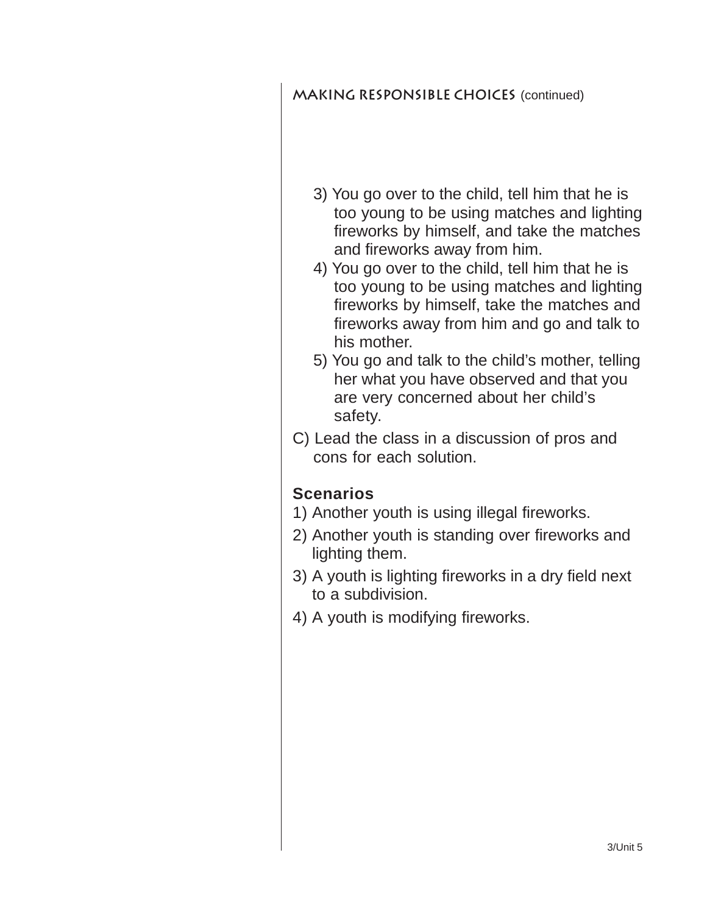## MAKING RESPONSIBLE CHOICES (continued)

3) You go over to the child, tell him that he is too young to be using matches and lighting fireworks by himself, and take the matches and fireworks away from him.
4) You go over to the child, tell him that he is too young to be using matches and lighting fireworks by himself, take the matches and fireworks away from him and go and talk to his mother.
5) You go and talk to the child's mother, telling her what you have observed and that you are very concerned about her child's safety.

C) Lead the class in a discussion of pros and cons for each solution.

**Scenarios**

1) Another youth is using illegal fireworks.
2) Another youth is standing over fireworks and lighting them.
3) A youth is lighting fireworks in a dry field next to a subdivision.
4) A youth is modifying fireworks.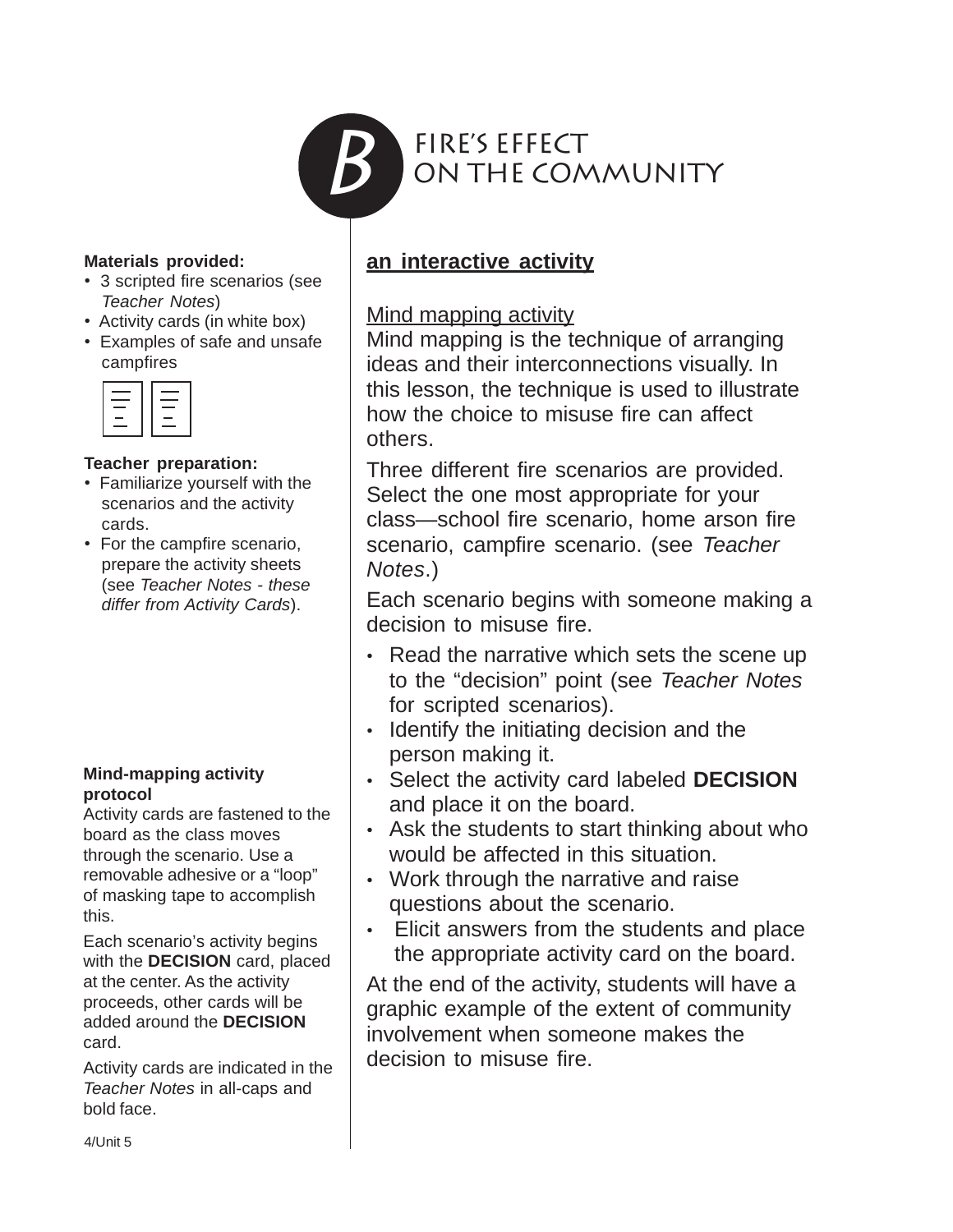# B FIRE'S EFFECT ON THE COMMUNITY

**Materials provided:**

- 3 scripted fire scenarios (see *Teacher Notes*)
- Activity cards (in white box)
- Examples of safe and unsafe campfires

**Teacher preparation:**

- Familiarize yourself with the scenarios and the activity cards.
- For the campfire scenario, prepare the activity sheets (see *Teacher Notes - these differ from Activity Cards*).

**Mind-mapping activity protocol**

Activity cards are fastened to the board as the class moves through the scenario. Use a removable adhesive or a "loop" of masking tape to accomplish this.

Each scenario's activity begins with the **DECISION** card, placed at the center. As the activity proceeds, other cards will be added around the **DECISION** card.

Activity cards are indicated in the *Teacher Notes* in all-caps and bold face.

**an interactive activity**

Mind mapping activity

Mind mapping is the technique of arranging ideas and their interconnections visually. In this lesson, the technique is used to illustrate how the choice to misuse fire can affect others.

Three different fire scenarios are provided. Select the one most appropriate for your class—school fire scenario, home arson fire scenario, campfire scenario. (see *Teacher Notes*.)

Each scenario begins with someone making a decision to misuse fire.

- Read the narrative which sets the scene up to the "decision" point (see *Teacher Notes* for scripted scenarios).
- Identify the initiating decision and the person making it.
- Select the activity card labeled **DECISION** and place it on the board.
- Ask the students to start thinking about who would be affected in this situation.
- Work through the narrative and raise questions about the scenario.
- Elicit answers from the students and place the appropriate activity card on the board.

At the end of the activity, students will have a graphic example of the extent of community involvement when someone makes the decision to misuse fire.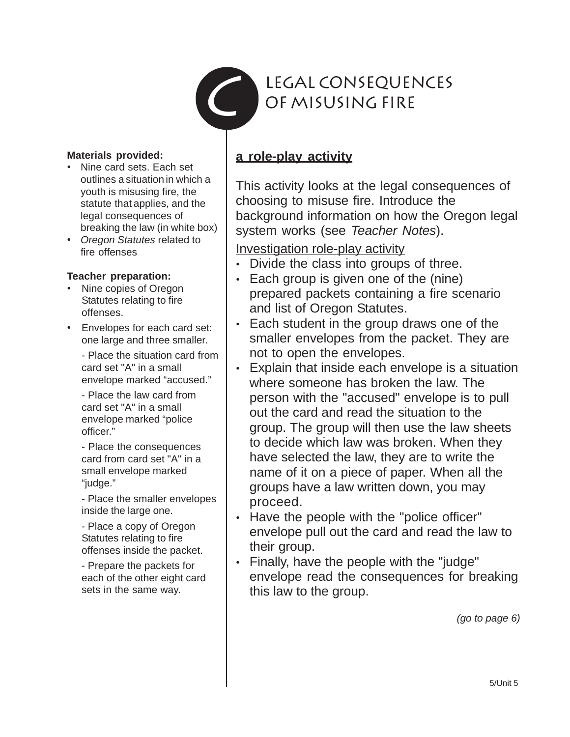# C Legal Consequences of Misusing Fire

**Materials provided:**

- Nine card sets. Each set outlines a situation in which a youth is misusing fire, the statute that applies, and the legal consequences of breaking the law (in white box)
- *Oregon Statutes* related to fire offenses

**Teacher preparation:**

- Nine copies of Oregon Statutes relating to fire offenses.
- Envelopes for each card set: one large and three smaller.

  - Place the situation card from card set "A" in a small envelope marked "accused."

  - Place the law card from card set "A" in a small envelope marked "police officer."

  - Place the consequences card from card set "A" in a small envelope marked "judge."

  - Place the smaller envelopes inside the large one.

  - Place a copy of Oregon Statutes relating to fire offenses inside the packet.

  - Prepare the packets for each of the other eight card sets in the same way.

## a role-play activity

This activity looks at the legal consequences of choosing to misuse fire. Introduce the background information on how the Oregon legal system works (see *Teacher Notes*).

Investigation role-play activity

- Divide the class into groups of three.
- Each group is given one of the (nine) prepared packets containing a fire scenario and list of Oregon Statutes.
- Each student in the group draws one of the smaller envelopes from the packet. They are not to open the envelopes.
- Explain that inside each envelope is a situation where someone has broken the law. The person with the "accused" envelope is to pull out the card and read the situation to the group. The group will then use the law sheets to decide which law was broken. When they have selected the law, they are to write the name of it on a piece of paper. When all the groups have a law written down, you may proceed.
- Have the people with the "police officer" envelope pull out the card and read the law to their group.
- Finally, have the people with the "judge" envelope read the consequences for breaking this law to the group.

*(go to page 6)*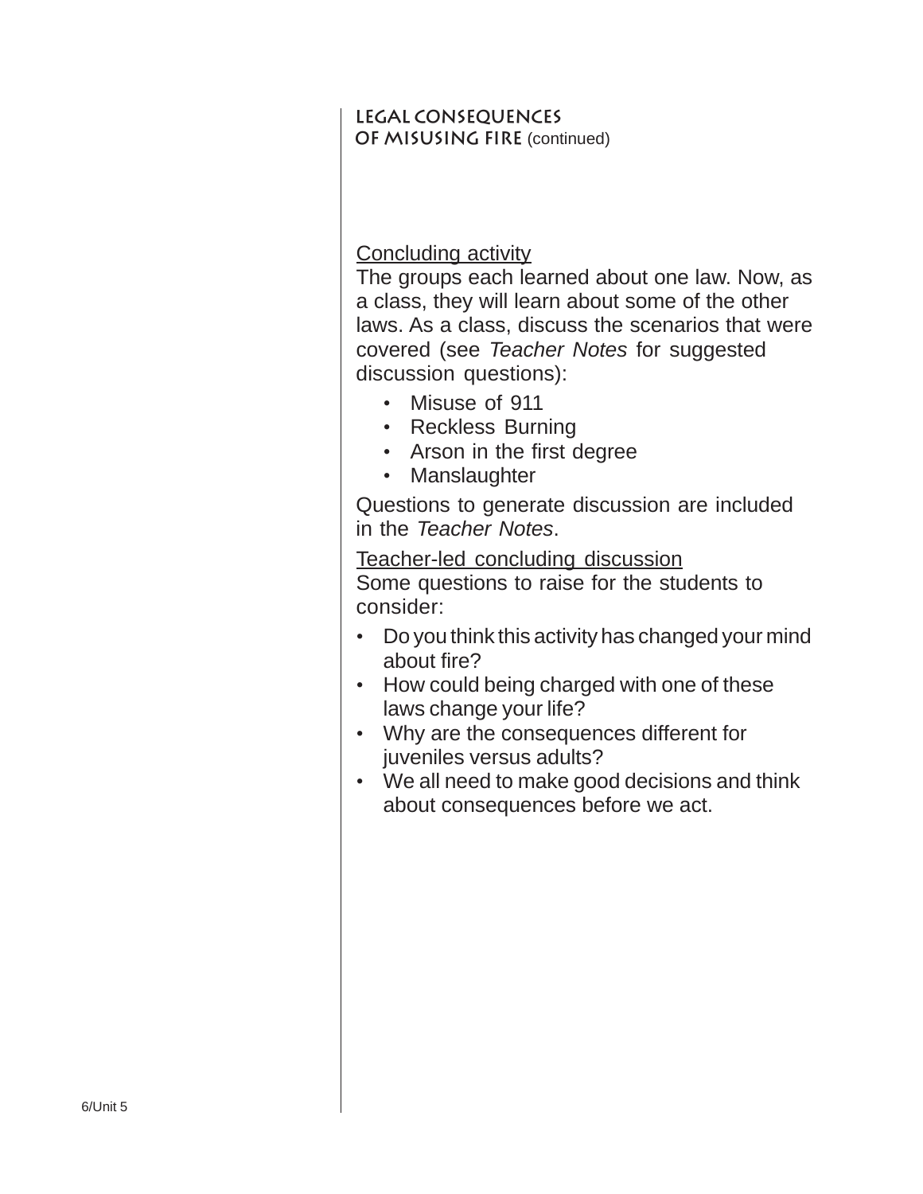## LEGAL CONSEQUENCES OF MISUSING FIRE (continued)

Concluding activity

The groups each learned about one law. Now, as a class, they will learn about some of the other laws. As a class, discuss the scenarios that were covered (see *Teacher Notes* for suggested discussion questions):

- Misuse of 911
- Reckless Burning
- Arson in the first degree
- Manslaughter

Questions to generate discussion are included in the *Teacher Notes*.

Teacher-led concluding discussion

Some questions to raise for the students to consider:

- Do you think this activity has changed your mind about fire?
- How could being charged with one of these laws change your life?
- Why are the consequences different for juveniles versus adults?
- We all need to make good decisions and think about consequences before we act.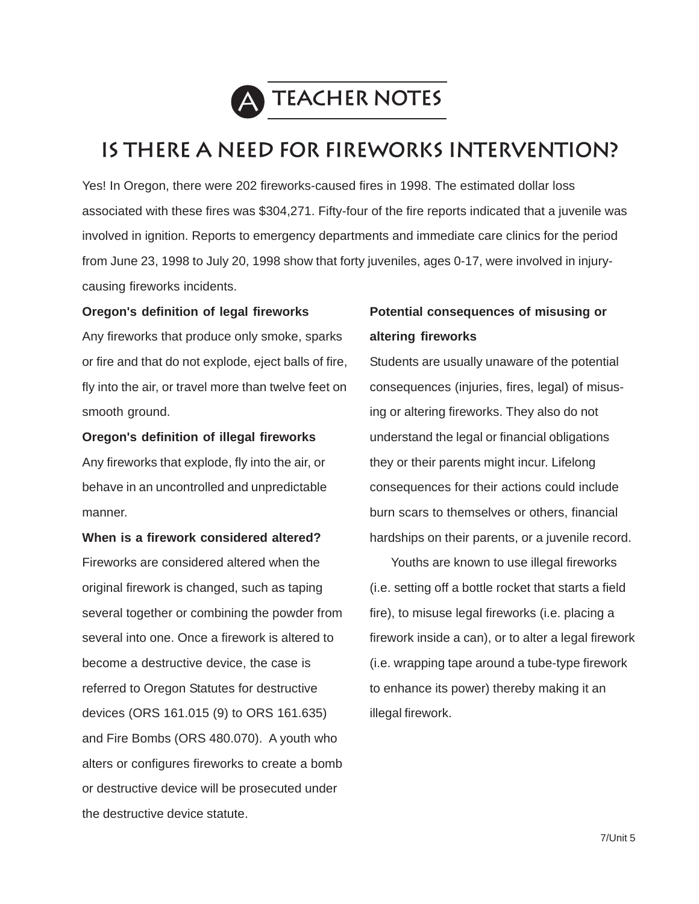# A TEACHER NOTES

## IS THERE A NEED FOR FIREWORKS INTERVENTION?

Yes! In Oregon, there were 202 fireworks-caused fires in 1998. The estimated dollar loss associated with these fires was $304,271. Fifty-four of the fire reports indicated that a juvenile was involved in ignition. Reports to emergency departments and immediate care clinics for the period from June 23, 1998 to July 20, 1998 show that forty juveniles, ages 0-17, were involved in injury-causing fireworks incidents.

**Oregon's definition of legal fireworks**

Any fireworks that produce only smoke, sparks or fire and that do not explode, eject balls of fire, fly into the air, or travel more than twelve feet on smooth ground.

**Oregon's definition of illegal fireworks**

Any fireworks that explode, fly into the air, or behave in an uncontrolled and unpredictable manner.

**When is a firework considered altered?**

Fireworks are considered altered when the original firework is changed, such as taping several together or combining the powder from several into one. Once a firework is altered to become a destructive device, the case is referred to Oregon Statutes for destructive devices (ORS 161.015 (9) to ORS 161.635) and Fire Bombs (ORS 480.070). A youth who alters or configures fireworks to create a bomb or destructive device will be prosecuted under the destructive device statute.

**Potential consequences of misusing or altering fireworks**

Students are usually unaware of the potential consequences (injuries, fires, legal) of misusing or altering fireworks. They also do not understand the legal or financial obligations they or their parents might incur. Lifelong consequences for their actions could include burn scars to themselves or others, financial hardships on their parents, or a juvenile record.

Youths are known to use illegal fireworks (i.e. setting off a bottle rocket that starts a field fire), to misuse legal fireworks (i.e. placing a firework inside a can), or to alter a legal firework (i.e. wrapping tape around a tube-type firework to enhance its power) thereby making it an illegal firework.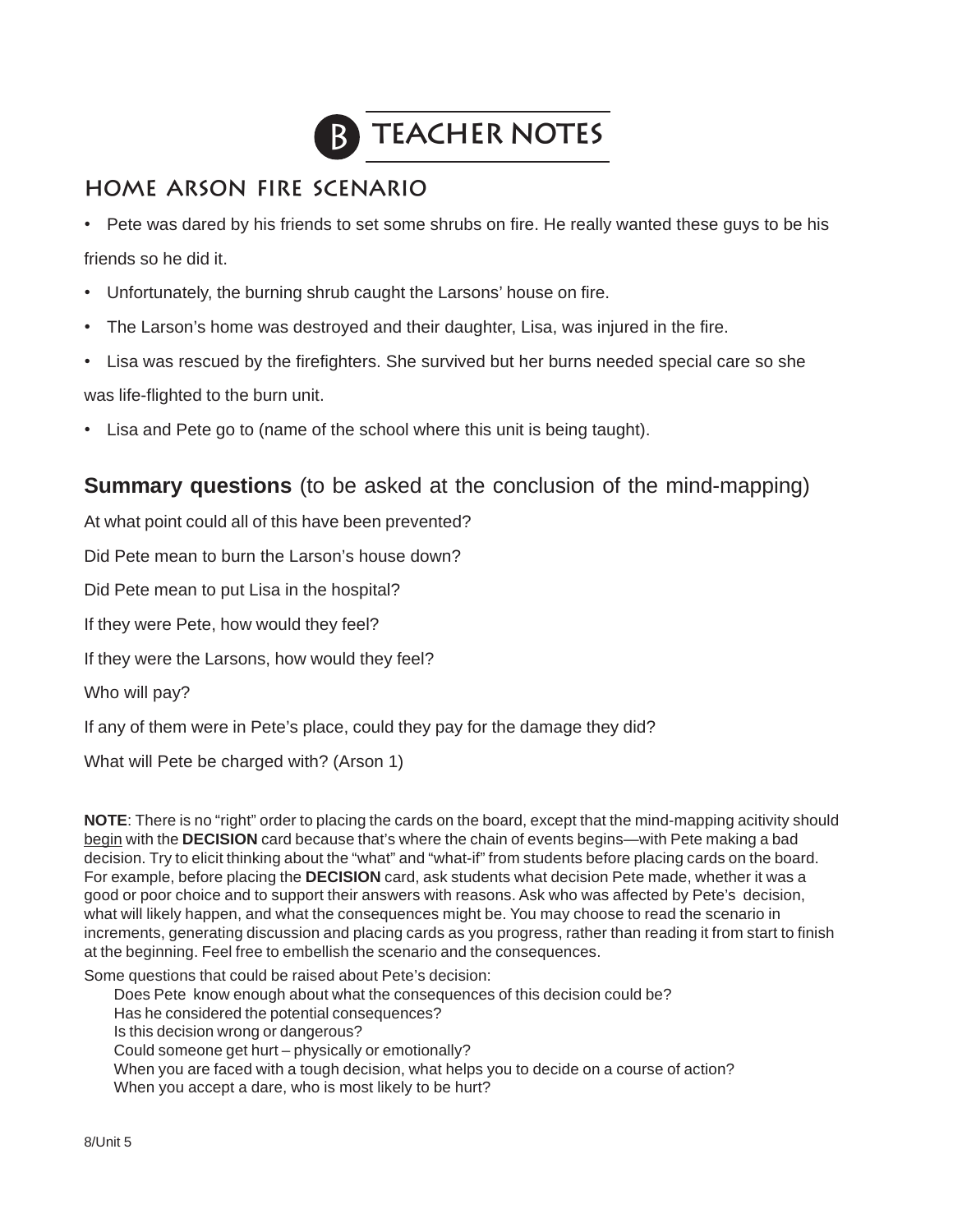# B TEACHER NOTES

## HOME ARSON FIRE SCENARIO

- Pete was dared by his friends to set some shrubs on fire. He really wanted these guys to be his friends so he did it.
- Unfortunately, the burning shrub caught the Larsons' house on fire.
- The Larson's home was destroyed and their daughter, Lisa, was injured in the fire.
- Lisa was rescued by the firefighters. She survived but her burns needed special care so she was life-flighted to the burn unit.
- Lisa and Pete go to (name of the school where this unit is being taught).

## **Summary questions** (to be asked at the conclusion of the mind-mapping)

At what point could all of this have been prevented?

Did Pete mean to burn the Larson's house down?

Did Pete mean to put Lisa in the hospital?

If they were Pete, how would they feel?

If they were the Larsons, how would they feel?

Who will pay?

If any of them were in Pete's place, could they pay for the damage they did?

What will Pete be charged with? (Arson 1)

**NOTE**: There is no "right" order to placing the cards on the board, except that the mind-mapping acitivity should begin with the **DECISION** card because that's where the chain of events begins—with Pete making a bad decision. Try to elicit thinking about the "what" and "what-if" from students before placing cards on the board. For example, before placing the **DECISION** card, ask students what decision Pete made, whether it was a good or poor choice and to support their answers with reasons. Ask who was affected by Pete's decision, what will likely happen, and what the consequences might be. You may choose to read the scenario in increments, generating discussion and placing cards as you progress, rather than reading it from start to finish at the beginning. Feel free to embellish the scenario and the consequences.

Some questions that could be raised about Pete's decision:

- Does Pete know enough about what the consequences of this decision could be?
- Has he considered the potential consequences?
- Is this decision wrong or dangerous?
- Could someone get hurt – physically or emotionally?
- When you are faced with a tough decision, what helps you to decide on a course of action?
- When you accept a dare, who is most likely to be hurt?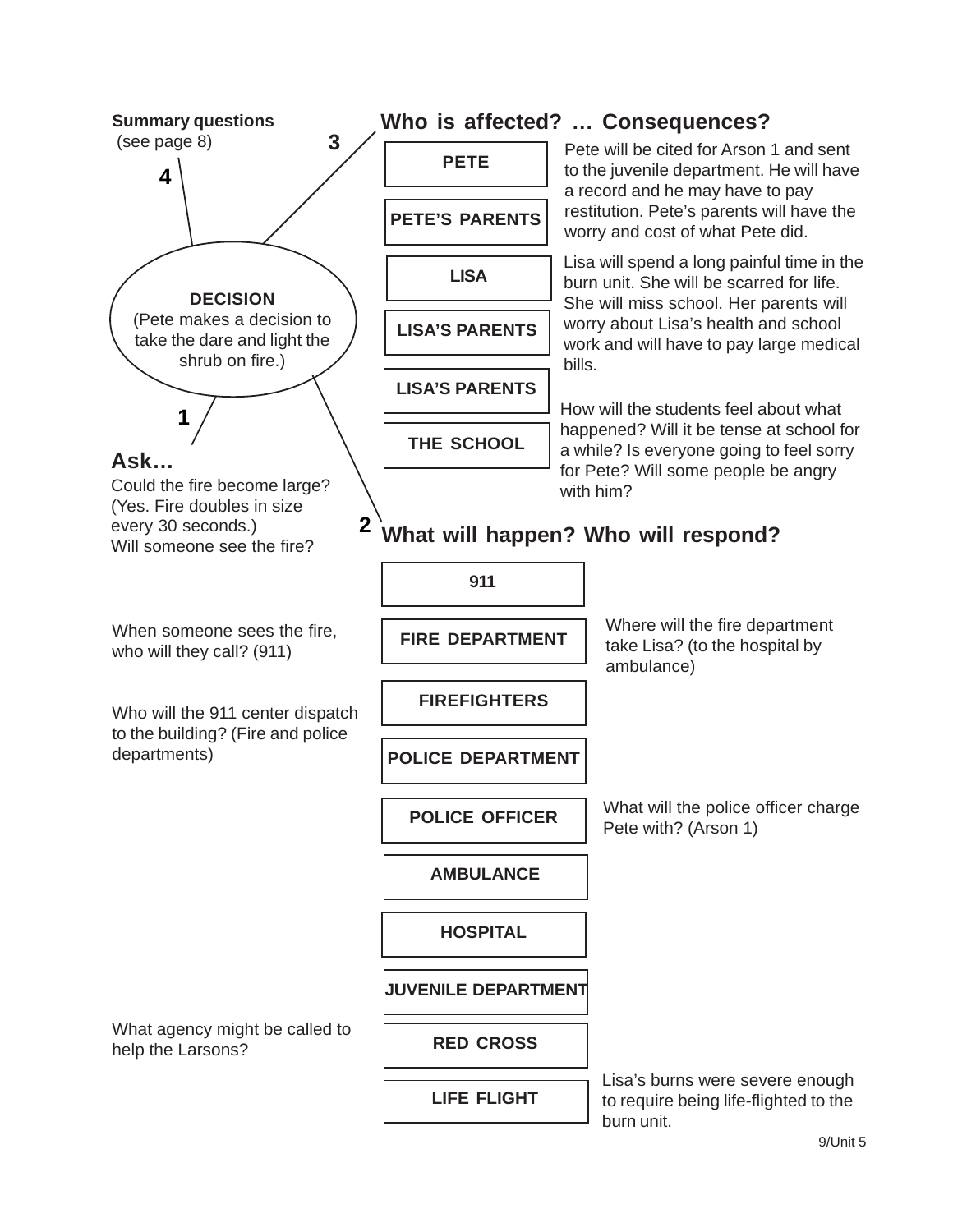**Summary questions**
(see page 8)

**DECISION**
(Pete makes a decision to take the dare and light the shrub on fire.)

**1**

## Ask…

Could the fire become large? (Yes. Fire doubles in size every 30 seconds.)

Will someone see the fire?

**2**

## What will happen? Who will respond?

**911**

When someone sees the fire, who will they call? (911)

**FIRE DEPARTMENT**

Where will the fire department take Lisa? (to the hospital by ambulance)

**FIREFIGHTERS**

Who will the 911 center dispatch to the building? (Fire and police departments)

**POLICE DEPARTMENT**

**POLICE OFFICER**

What will the police officer charge Pete with? (Arson 1)

**AMBULANCE**

**HOSPITAL**

**JUVENILE DEPARTMENT**

**RED CROSS**

What agency might be called to help the Larsons?

**LIFE FLIGHT**

Lisa's burns were severe enough to require being life-flighted to the burn unit.

**3**

## Who is affected? … Consequences?

**PETE**

**PETE'S PARENTS**

Pete will be cited for Arson 1 and sent to the juvenile department. He will have a record and he may have to pay restitution. Pete's parents will have the worry and cost of what Pete did.

**LISA**

**LISA'S PARENTS**

Lisa will spend a long painful time in the burn unit. She will be scarred for life. She will miss school. Her parents will worry about Lisa's health and school work and will have to pay large medical bills.

**LISA'S PARENTS**

**THE SCHOOL**

How will the students feel about what happened? Will it be tense at school for a while? Is everyone going to feel sorry for Pete? Will some people be angry with him?

**4**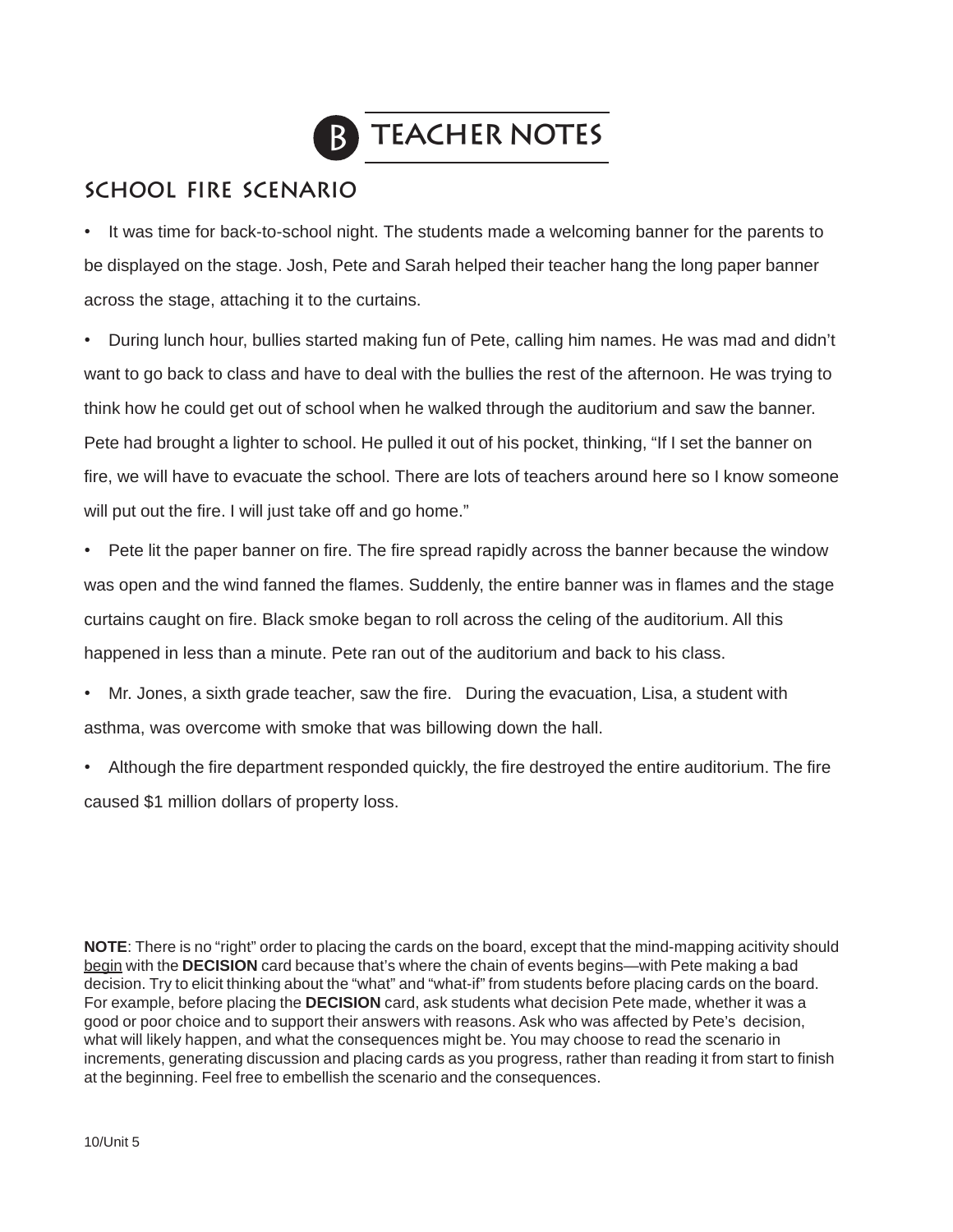# B TEACHER NOTES

## SCHOOL FIRE SCENARIO

- It was time for back-to-school night. The students made a welcoming banner for the parents to be displayed on the stage. Josh, Pete and Sarah helped their teacher hang the long paper banner across the stage, attaching it to the curtains.

- During lunch hour, bullies started making fun of Pete, calling him names. He was mad and didn't want to go back to class and have to deal with the bullies the rest of the afternoon. He was trying to think how he could get out of school when he walked through the auditorium and saw the banner. Pete had brought a lighter to school. He pulled it out of his pocket, thinking, "If I set the banner on fire, we will have to evacuate the school. There are lots of teachers around here so I know someone will put out the fire. I will just take off and go home."

- Pete lit the paper banner on fire. The fire spread rapidly across the banner because the window was open and the wind fanned the flames. Suddenly, the entire banner was in flames and the stage curtains caught on fire. Black smoke began to roll across the celing of the auditorium. All this happened in less than a minute. Pete ran out of the auditorium and back to his class.

- Mr. Jones, a sixth grade teacher, saw the fire. During the evacuation, Lisa, a student with asthma, was overcome with smoke that was billowing down the hall.

- Although the fire department responded quickly, the fire destroyed the entire auditorium. The fire caused $1 million dollars of property loss.

**NOTE**: There is no "right" order to placing the cards on the board, except that the mind-mapping acitivity should <u>begin</u> with the **DECISION** card because that's where the chain of events begins—with Pete making a bad decision. Try to elicit thinking about the "what" and "what-if" from students before placing cards on the board. For example, before placing the **DECISION** card, ask students what decision Pete made, whether it was a good or poor choice and to support their answers with reasons. Ask who was affected by Pete's decision, what will likely happen, and what the consequences might be. You may choose to read the scenario in increments, generating discussion and placing cards as you progress, rather than reading it from start to finish at the beginning. Feel free to embellish the scenario and the consequences.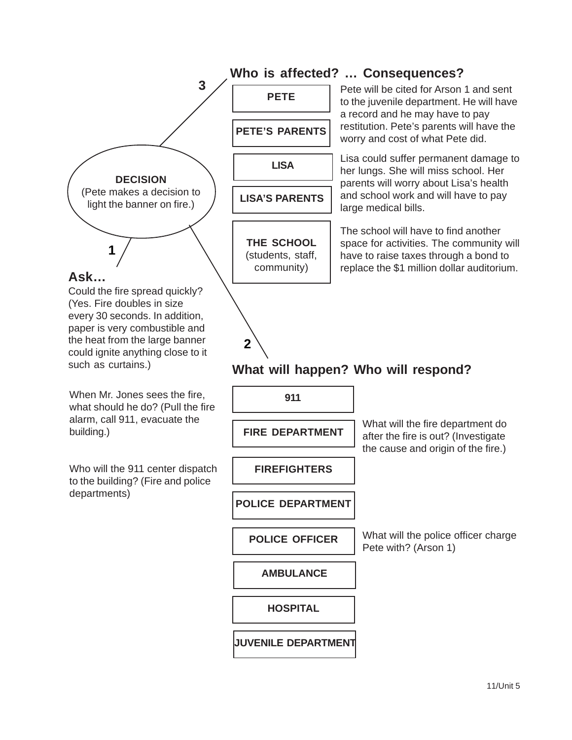## DECISION

(Pete makes a decision to light the beamer on fire.)

### 1 — Ask…

Could the fire spread quickly? (Yes. Fire doubles in size every 30 seconds. In addition, paper is very combustible and the heat from the large banner could ignite anything close to it such as curtains.)

When Mr. Jones sees the fire, what should he do? (Pull the fire alarm, call 911, evacuate the building.)

Who will the 911 center dispatch to the building? (Fire and police departments)

### 2 — What will happen? Who will respond?

- **911**
- **FIRE DEPARTMENT** — What will the fire department do after the fire is out? (Investigate the cause and origin of the fire.)
- **FIREFIGHTERS**
- **POLICE DEPARTMENT**
- **POLICE OFFICER** — What will the police officer charge Pete with? (Arson 1)
- **AMBULANCE**
- **HOSPITAL**
- **JUVENILE DEPARTMENT**

### 3 — Who is affected? … Consequences?

- **PETE**
- **PETE'S PARENTS**

Pete will be cited for Arson 1 and sent to the juvenile department. He will have a record and he may have to pay restitution. Pete's parents will have the worry and cost of what Pete did.

- **LISA**
- **LISA'S PARENTS**

Lisa could suffer permanent damage to her lungs. She will miss school. Her parents will worry about Lisa's health and school work and will have to pay large medical bills.

- **THE SCHOOL** (students, staff, community)

The school will have to find another space for activities. The community will have to raise taxes through a bond to replace the $1 million dollar auditorium.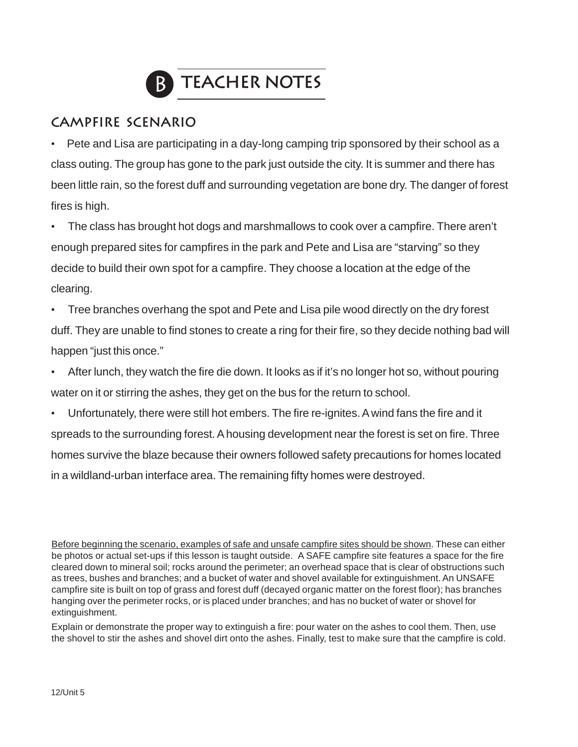# B TEACHER NOTES

## CAMPFIRE SCENARIO

- Pete and Lisa are participating in a day-long camping trip sponsored by their school as a class outing. The group has gone to the park just outside the city. It is summer and there has been little rain, so the forest duff and surrounding vegetation are bone dry. The danger of forest fires is high.
- The class has brought hot dogs and marshmallows to cook over a campfire. There aren't enough prepared sites for campfires in the park and Pete and Lisa are "starving" so they decide to build their own spot for a campfire. They choose a location at the edge of the clearing.
- Tree branches overhang the spot and Pete and Lisa pile wood directly on the dry forest duff. They are unable to find stones to create a ring for their fire, so they decide nothing bad will happen "just this once."
- After lunch, they watch the fire die down. It looks as if it's no longer hot so, without pouring water on it or stirring the ashes, they get on the bus for the return to school.
- Unfortunately, there were still hot embers. The fire re-ignites. A wind fans the fire and it spreads to the surrounding forest. A housing development near the forest is set on fire. Three homes survive the blaze because their owners followed safety precautions for homes located in a wildland-urban interface area. The remaining fifty homes were destroyed.

Before beginning the scenario, examples of safe and unsafe campfire sites should be shown. These can either be photos or actual set-ups if this lesson is taught outside. A SAFE campfire site features a space for the fire cleared down to mineral soil; rocks around the perimeter; an overhead space that is clear of obstructions such as trees, bushes and branches; and a bucket of water and shovel available for extinguishment. An UNSAFE campfire site is built on top of grass and forest duff (decayed organic matter on the forest floor); has branches hanging over the perimeter rocks, or is placed under branches; and has no bucket of water or shovel for extinguishment.

Explain or demonstrate the proper way to extinguish a fire: pour water on the ashes to cool them. Then, use the shovel to stir the ashes and shovel dirt onto the ashes. Finally, test to make sure that the campfire is cold.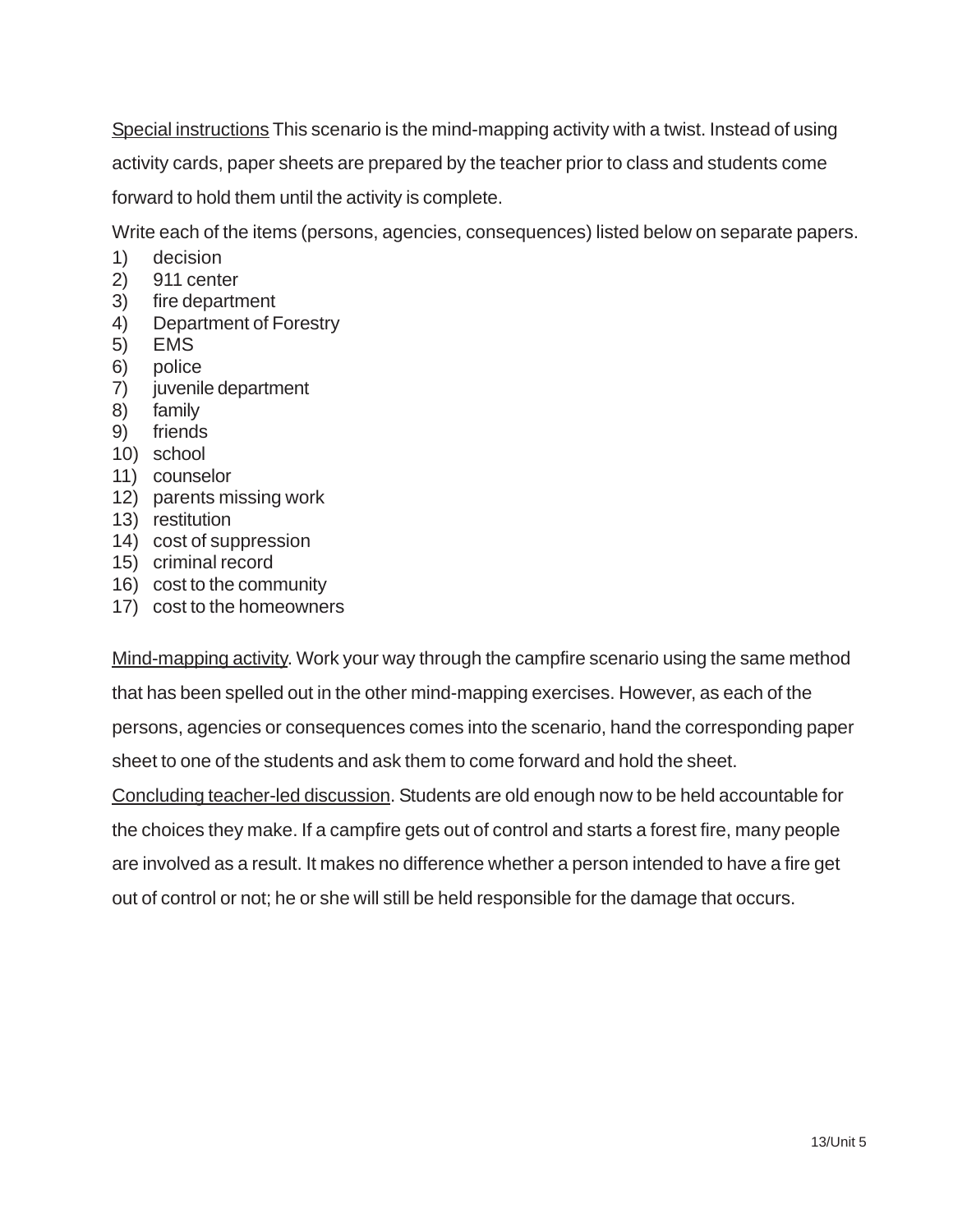Special instructions This scenario is the mind-mapping activity with a twist. Instead of using activity cards, paper sheets are prepared by the teacher prior to class and students come forward to hold them until the activity is complete.

Write each of the items (persons, agencies, consequences) listed below on separate papers.

1) decision
2) 911 center
3) fire department
4) Department of Forestry
5) EMS
6) police
7) juvenile department
8) family
9) friends
10) school
11) counselor
12) parents missing work
13) restitution
14) cost of suppression
15) criminal record
16) cost to the community
17) cost to the homeowners

Mind-mapping activity. Work your way through the campfire scenario using the same method that has been spelled out in the other mind-mapping exercises. However, as each of the persons, agencies or consequences comes into the scenario, hand the corresponding paper sheet to one of the students and ask them to come forward and hold the sheet.

Concluding teacher-led discussion. Students are old enough now to be held accountable for the choices they make. If a campfire gets out of control and starts a forest fire, many people are involved as a result. It makes no difference whether a person intended to have a fire get out of control or not; he or she will still be held responsible for the damage that occurs.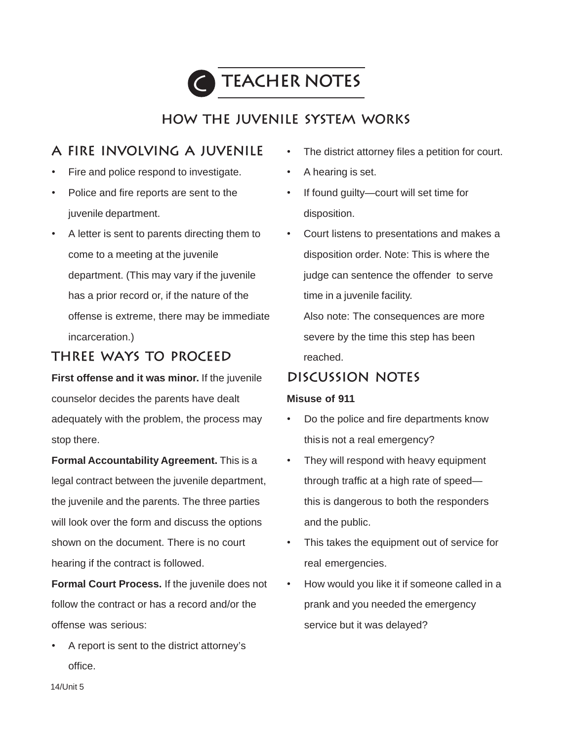# C TEACHER NOTES

## HOW THE JUVENILE SYSTEM WORKS

### A FIRE INVOLVING A JUVENILE

- Fire and police respond to investigate.
- Police and fire reports are sent to the juvenile department.
- A letter is sent to parents directing them to come to a meeting at the juvenile department. (This may vary if the juvenile has a prior record or, if the nature of the offense is extreme, there may be immediate incarceration.)

### THREE WAYS TO PROCEED

**First offense and it was minor.** If the juvenile counselor decides the parents have dealt adequately with the problem, the process may stop there.

**Formal Accountability Agreement.** This is a legal contract between the juvenile department, the juvenile and the parents. The three parties will look over the form and discuss the options shown on the document. There is no court hearing if the contract is followed.

**Formal Court Process.** If the juvenile does not follow the contract or has a record and/or the offense was serious:

- A report is sent to the district attorney's office.
- The district attorney files a petition for court.
- A hearing is set.
- If found guilty—court will set time for disposition.
- Court listens to presentations and makes a disposition order. Note: This is where the judge can sentence the offender to serve time in a juvenile facility.

  Also note: The consequences are more severe by the time this step has been reached.

### DISCUSSION NOTES

**Misuse of 911**

- Do the police and fire departments know this is not a real emergency?
- They will respond with heavy equipment through traffic at a high rate of speed—this is dangerous to both the responders and the public.
- This takes the equipment out of service for real emergencies.
- How would you like it if someone called in a prank and you needed the emergency service but it was delayed?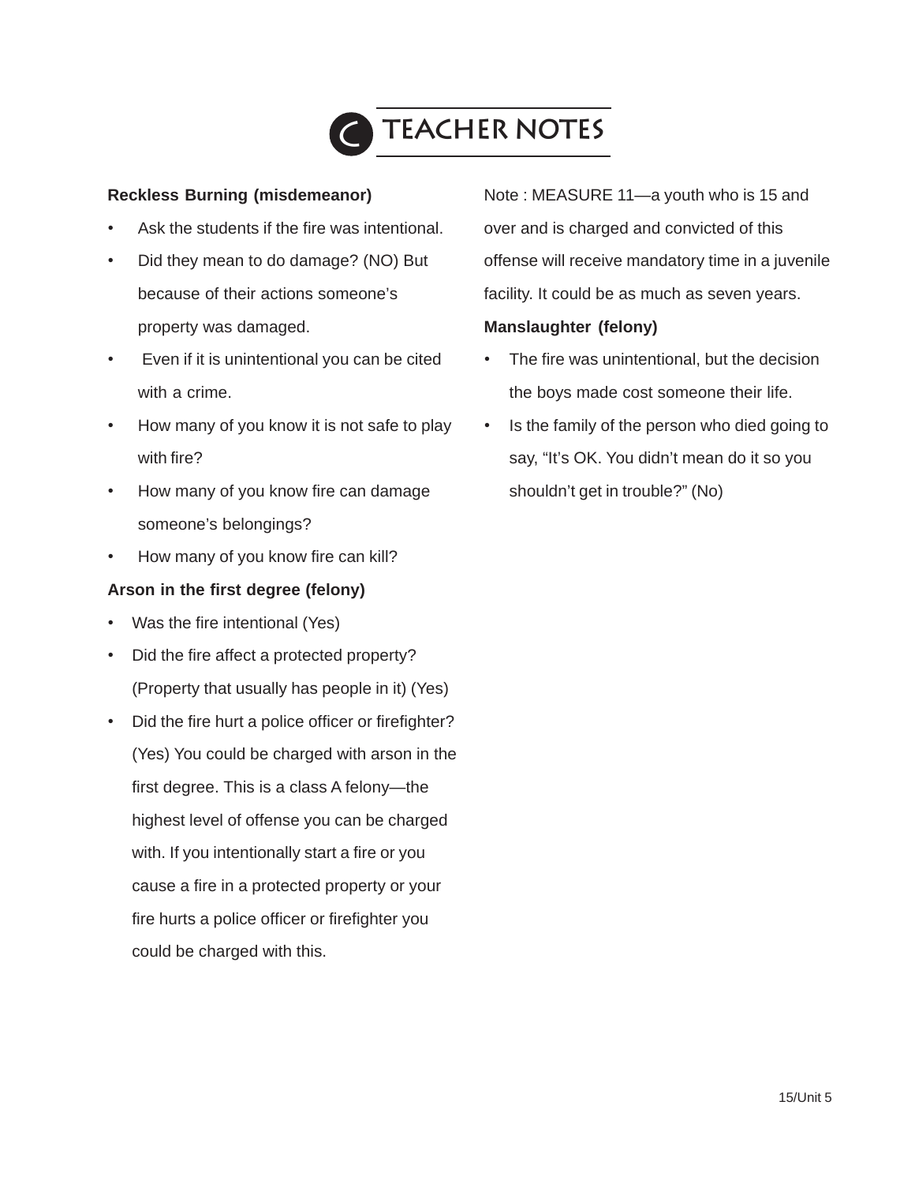# TEACHER NOTES

**Reckless Burning (misdemeanor)**

- Ask the students if the fire was intentional.
- Did they mean to do damage? (NO) But because of their actions someone's property was damaged.
- Even if it is unintentional you can be cited with a crime.
- How many of you know it is not safe to play with fire?
- How many of you know fire can damage someone's belongings?
- How many of you know fire can kill?

**Arson in the first degree (felony)**

- Was the fire intentional (Yes)
- Did the fire affect a protected property? (Property that usually has people in it) (Yes)
- Did the fire hurt a police officer or firefighter? (Yes) You could be charged with arson in the first degree. This is a class A felony—the highest level of offense you can be charged with. If you intentionally start a fire or you cause a fire in a protected property or your fire hurts a police officer or firefighter you could be charged with this.

Note : MEASURE 11—a youth who is 15 and over and is charged and convicted of this offense will receive mandatory time in a juvenile facility. It could be as much as seven years.

**Manslaughter (felony)**

- The fire was unintentional, but the decision the boys made cost someone their life.
- Is the family of the person who died going to say, "It's OK. You didn't mean do it so you shouldn't get in trouble?" (No)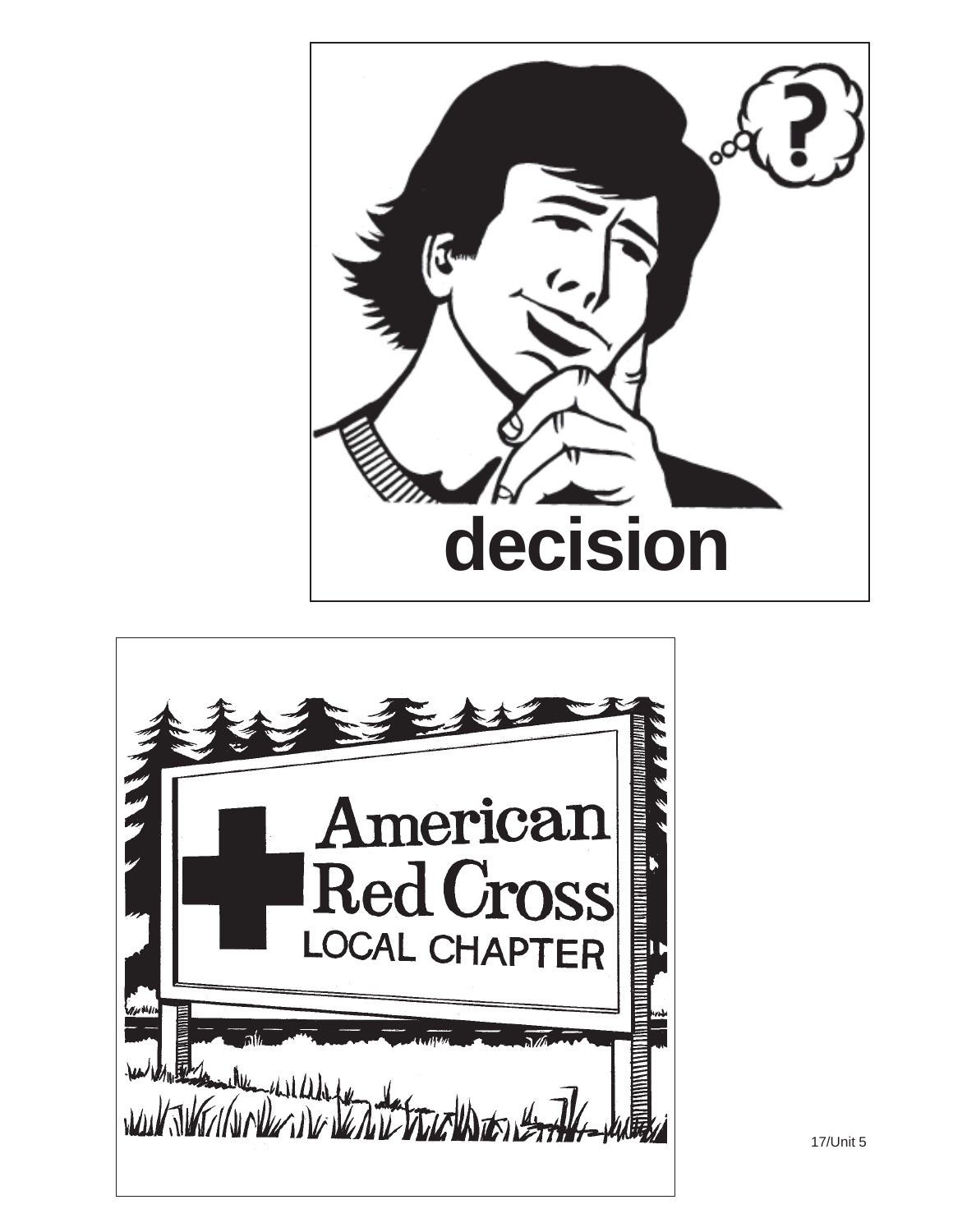decision

American Red Cross
LOCAL CHAPTER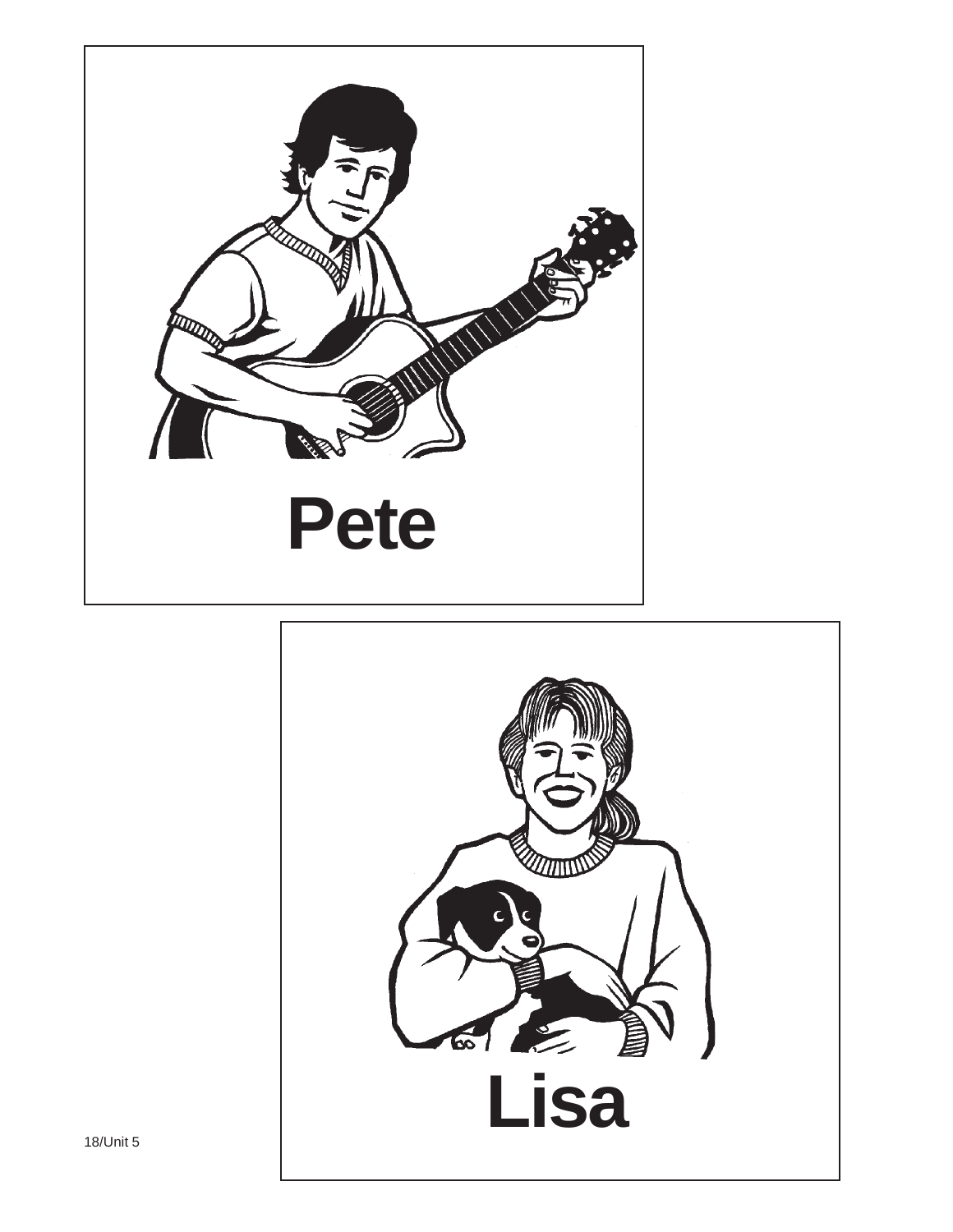Pete

Lisa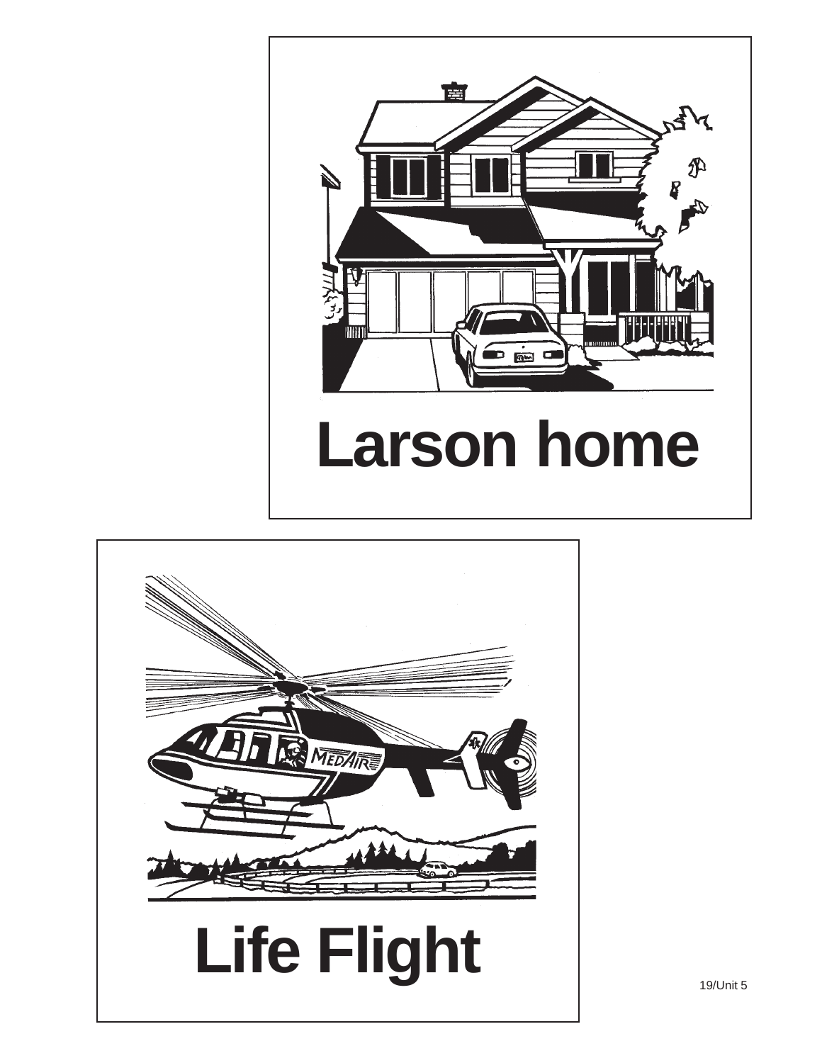Larson home

Life Flight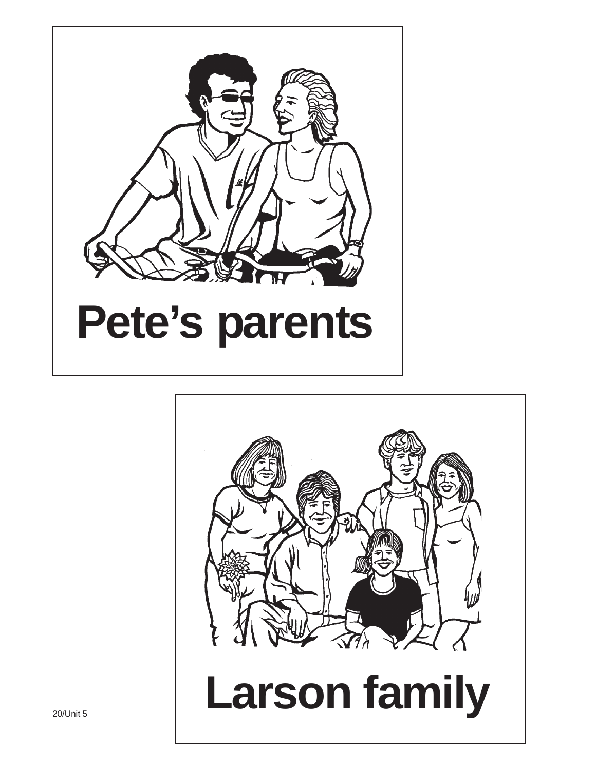# Pete's parents

# Larson family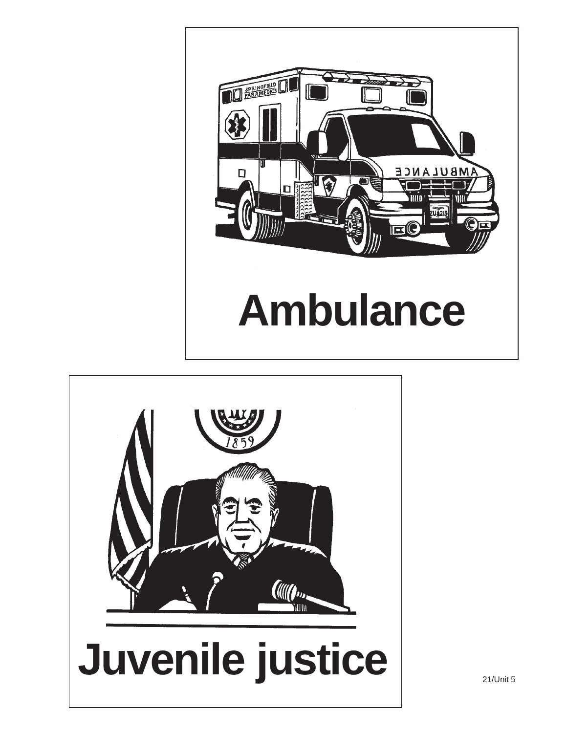# Ambulance

# Juvenile justice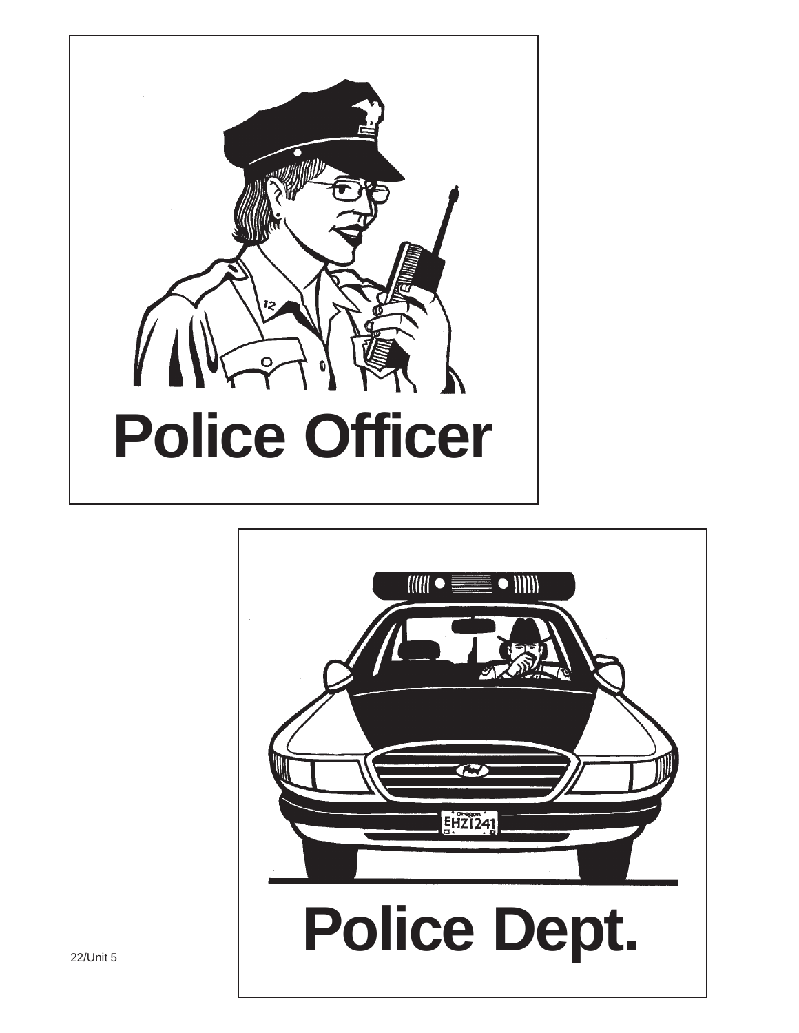Police Officer

Police Dept.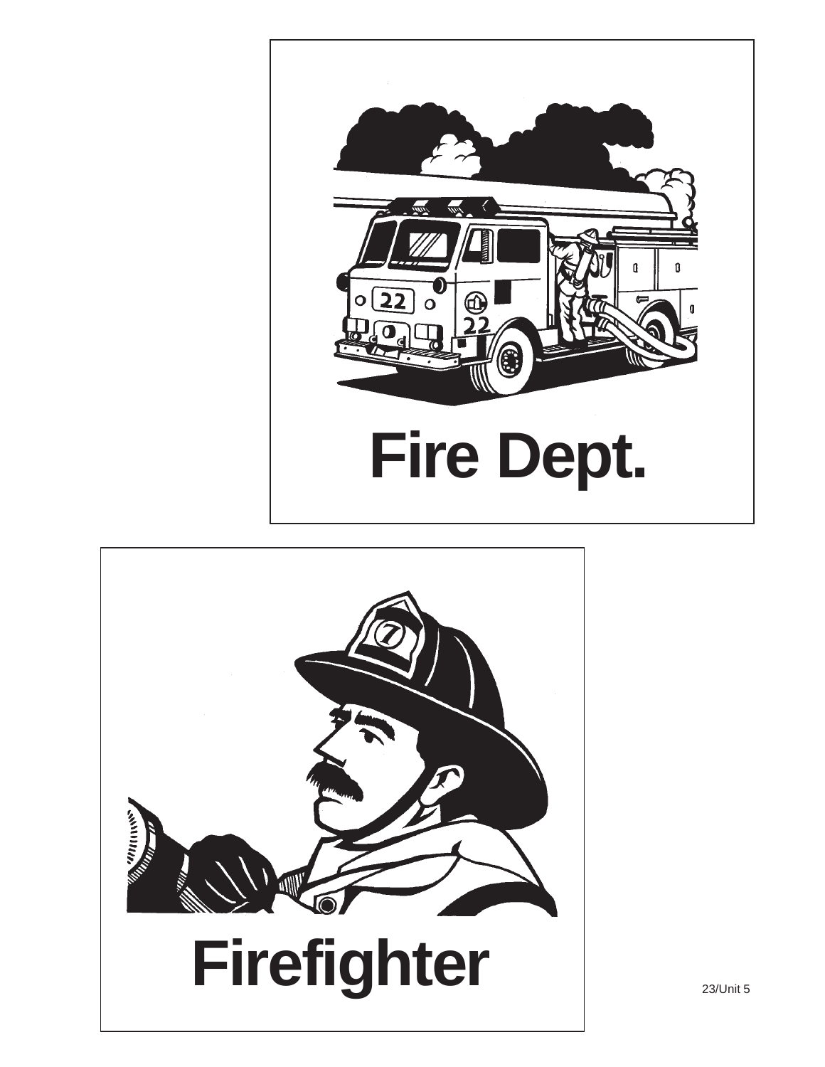Fire Dept.

Firefighter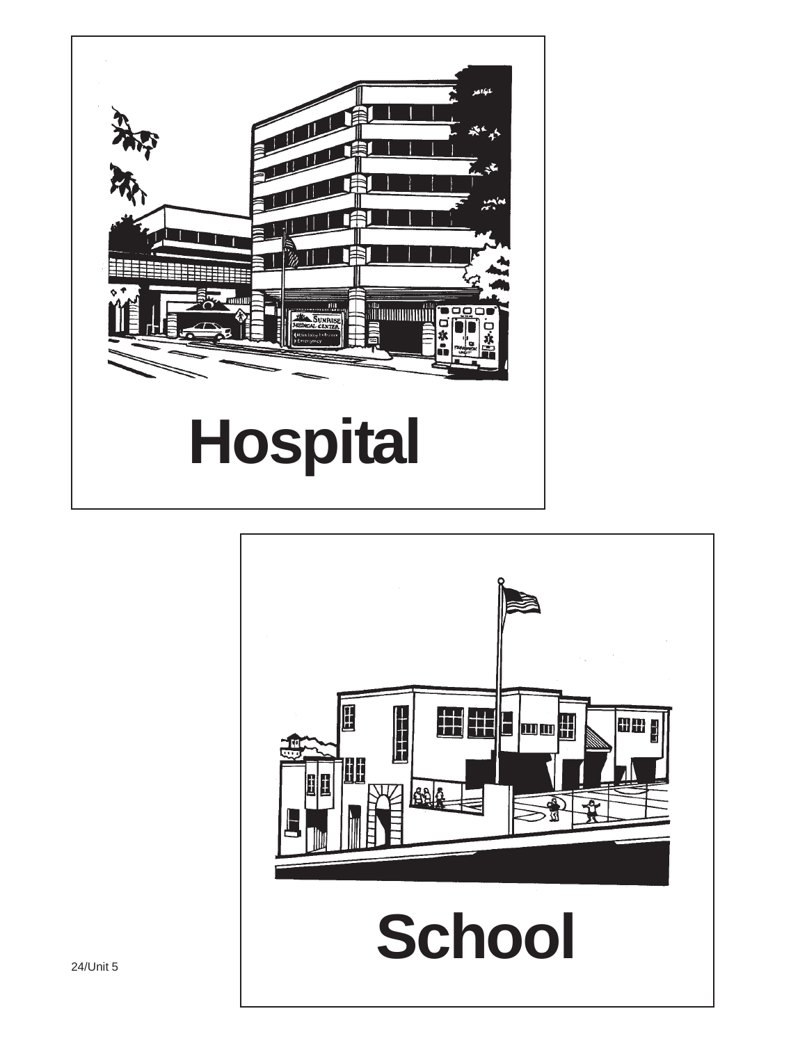# Hospital

# School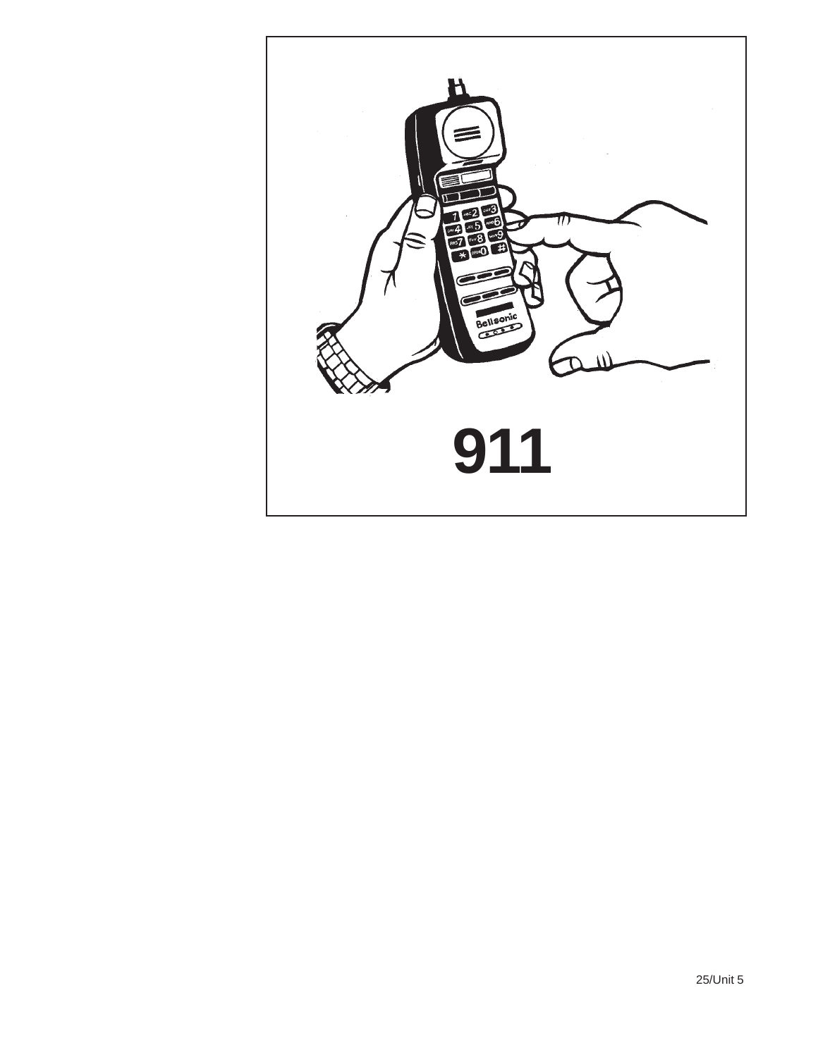# 911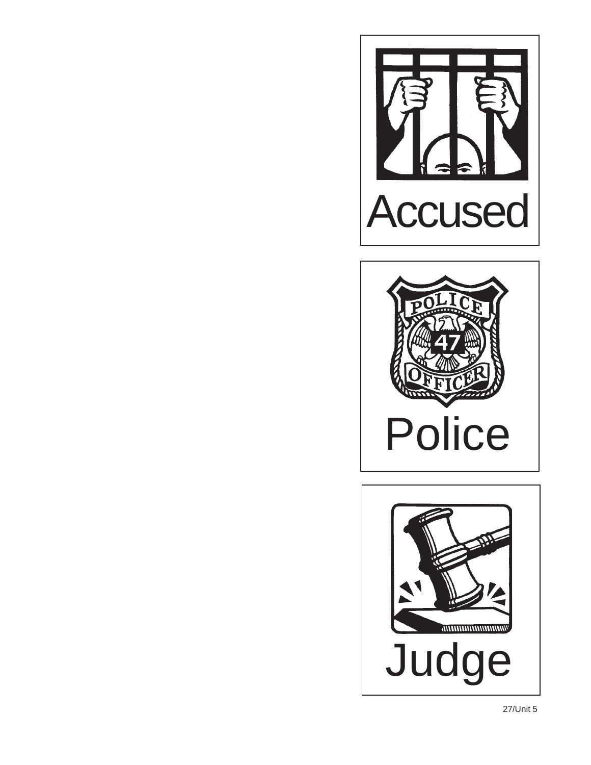Accused

Police

Judge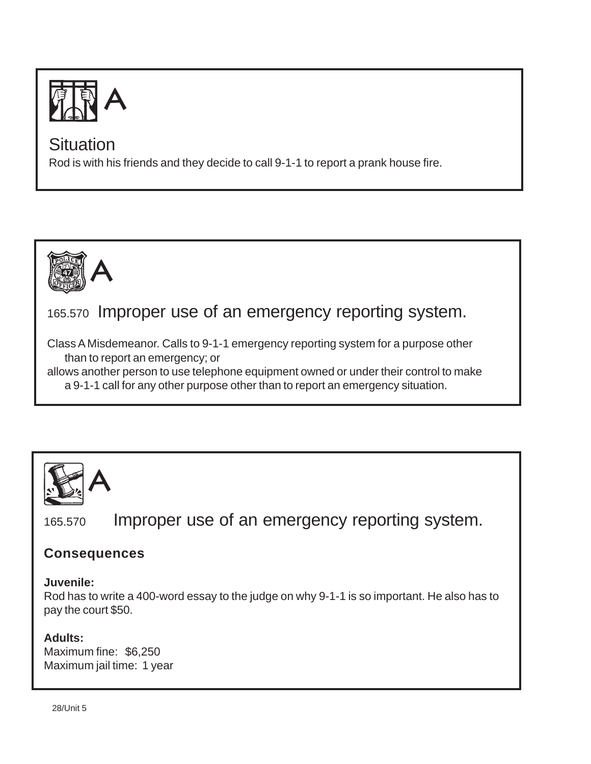A

## Situation

Rod is with his friends and they decide to call 9-1-1 to report a prank house fire.

A

### 165.570 Improper use of an emergency reporting system.

Class A Misdemeanor. Calls to 9-1-1 emergency reporting system for a purpose other than to report an emergency; or

allows another person to use telephone equipment owned or under their control to make a 9-1-1 call for any other purpose other than to report an emergency situation.

A

### 165.570 Improper use of an emergency reporting system.

**Consequences**

**Juvenile:**

Rod has to write a 400-word essay to the judge on why 9-1-1 is so important. He also has to pay the court $50.

**Adults:**

Maximum fine: $6,250

Maximum jail time: 1 year

28/Unit 5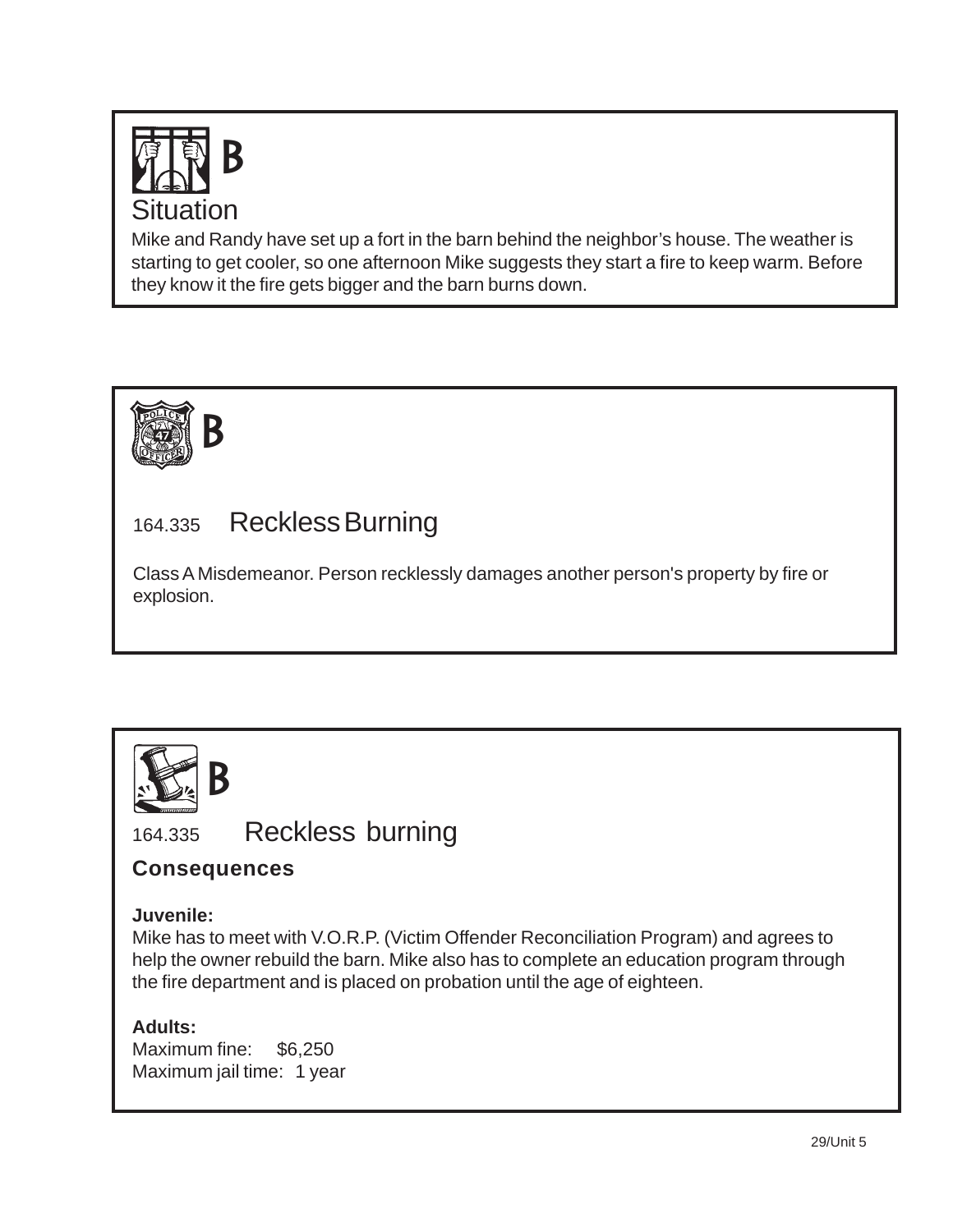## B

### Situation

Mike and Randy have set up a fort in the barn behind the neighbor's house. The weather is starting to get cooler, so one afternoon Mike suggests they start a fire to keep warm. Before they know it the fire gets bigger and the barn burns down.

## B

### 164.335 Reckless Burning

Class A Misdemeanor. Person recklessly damages another person's property by fire or explosion.

## B

### 164.335 Reckless burning

**Consequences**

**Juvenile:**
Mike has to meet with V.O.R.P. (Victim Offender Reconciliation Program) and agrees to help the owner rebuild the barn. Mike also has to complete an education program through the fire department and is placed on probation until the age of eighteen.

**Adults:**
Maximum fine: $6,250
Maximum jail time: 1 year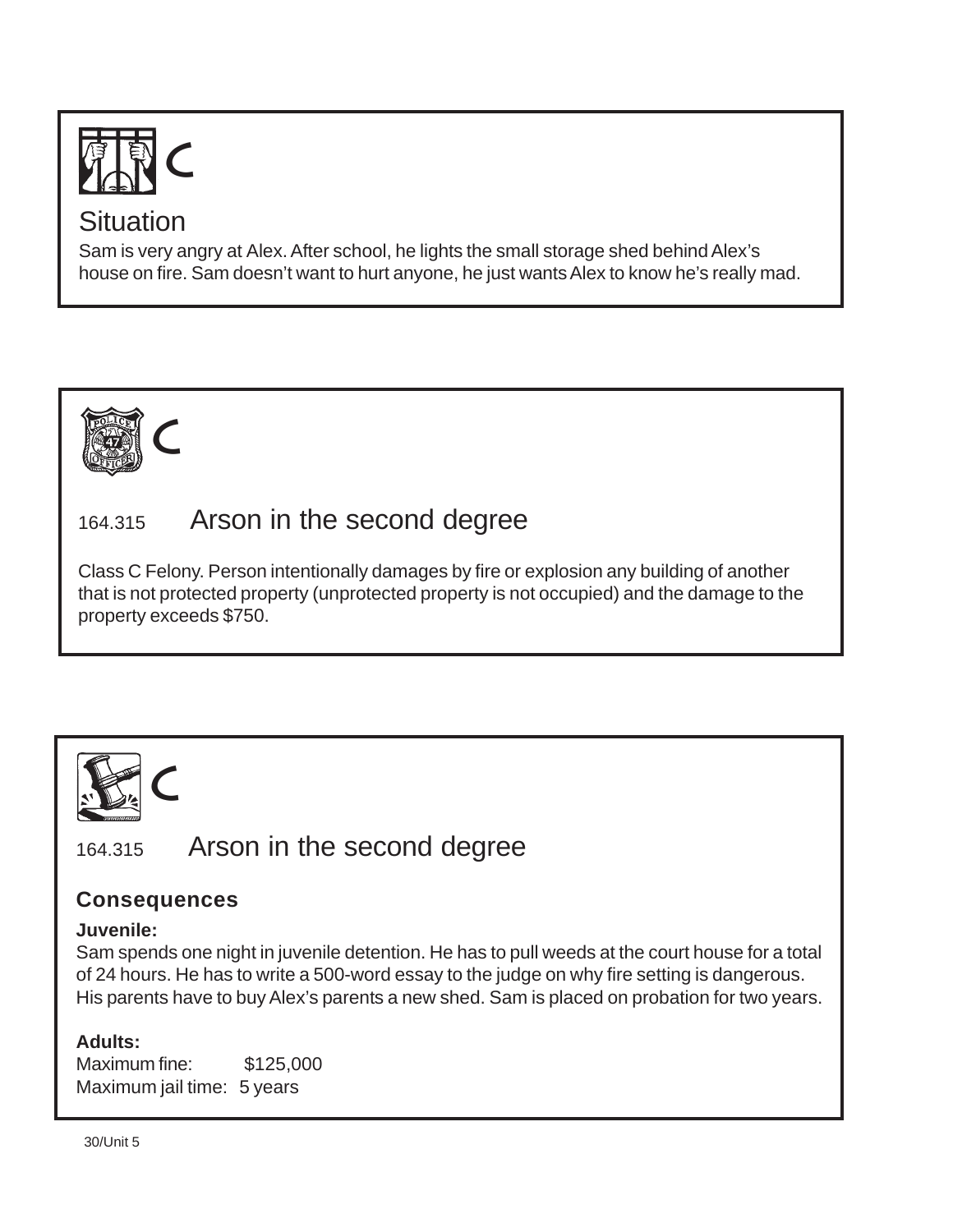C

## Situation

Sam is very angry at Alex. After school, he lights the small storage shed behind Alex's house on fire. Sam doesn't want to hurt anyone, he just wants Alex to know he's really mad.

C

## 164.315 Arson in the second degree

Class C Felony. Person intentionally damages by fire or explosion any building of another that is not protected property (unprotected property is not occupied) and the damage to the property exceeds $750.

C

## 164.315 Arson in the second degree

### Consequences

**Juvenile:**

Sam spends one night in juvenile detention. He has to pull weeds at the court house for a total of 24 hours. He has to write a 500-word essay to the judge on why fire setting is dangerous. His parents have to buy Alex's parents a new shed. Sam is placed on probation for two years.

**Adults:**

Maximum fine: $125,000

Maximum jail time: 5 years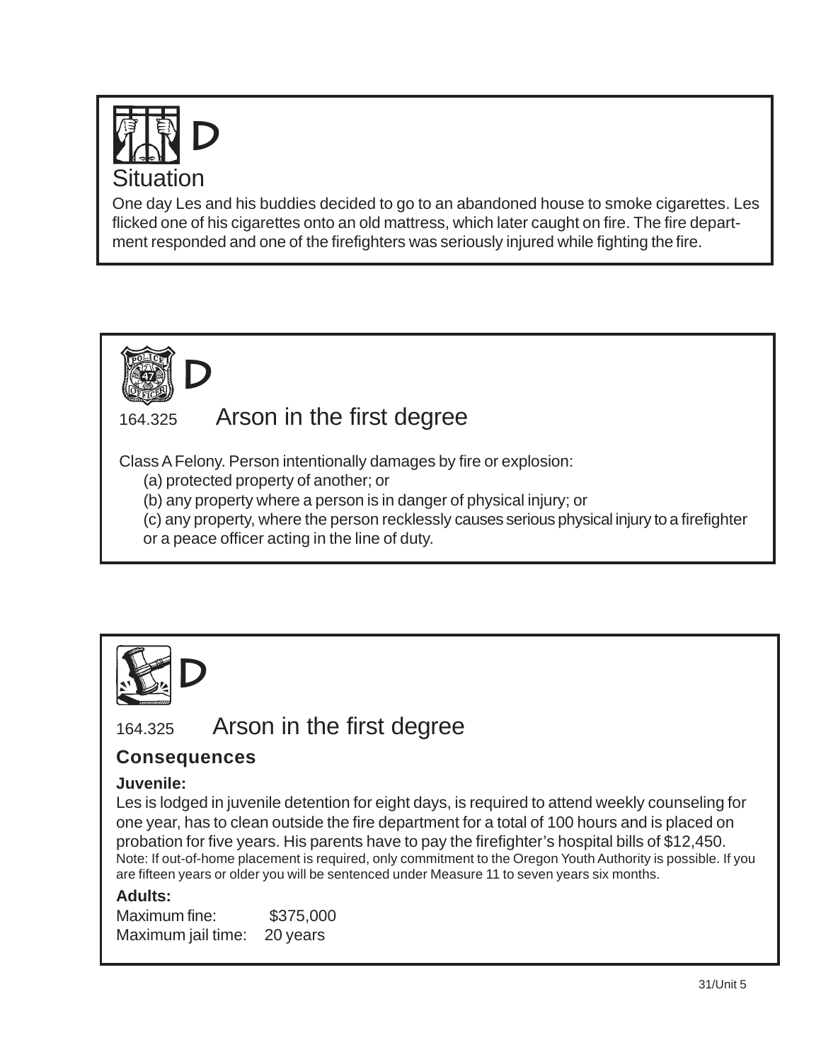## D

### Situation

One day Les and his buddies decided to go to an abandoned house to smoke cigarettes. Les flicked one of his cigarettes onto an old mattress, which later caught on fire. The fire department responded and one of the firefighters was seriously injured while fighting the fire.

## D

### 164.325 Arson in the first degree

Class A Felony. Person intentionally damages by fire or explosion:

(a) protected property of another; or

(b) any property where a person is in danger of physical injury; or

(c) any property, where the person recklessly causes serious physical injury to a firefighter or a peace officer acting in the line of duty.

## D

### 164.325 Arson in the first degree

**Consequences**

**Juvenile:**

Les is lodged in juvenile detention for eight days, is required to attend weekly counseling for one year, has to clean outside the fire department for a total of 100 hours and is placed on probation for five years. His parents have to pay the firefighter's hospital bills of $12,450.

Note: If out-of-home placement is required, only commitment to the Oregon Youth Authority is possible. If you are fifteen years or older you will be sentenced under Measure 11 to seven years six months.

**Adults:**

Maximum fine: $375,000
Maximum jail time: 20 years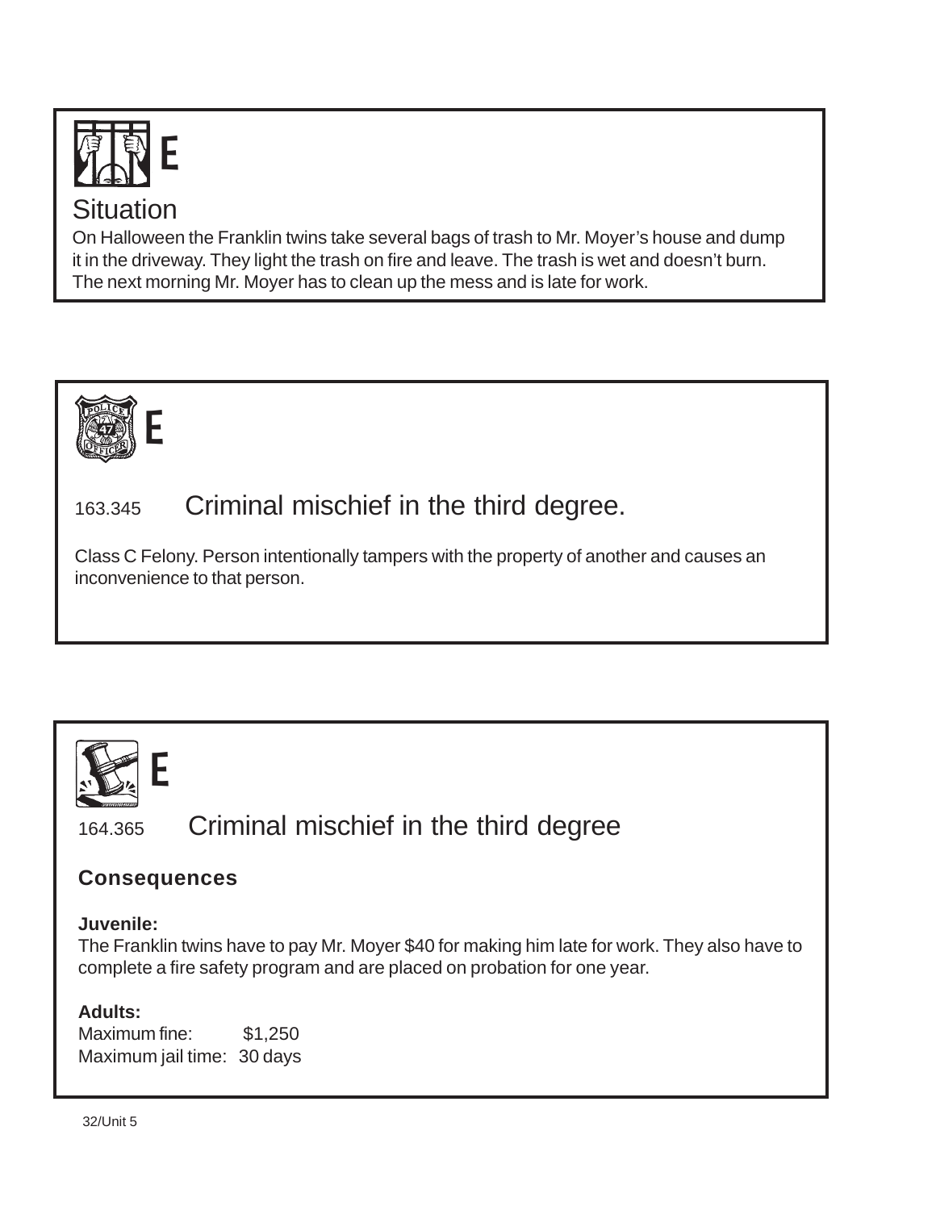E

## Situation

On Halloween the Franklin twins take several bags of trash to Mr. Moyer's house and dump it in the driveway. They light the trash on fire and leave. The trash is wet and doesn't burn. The next morning Mr. Moyer has to clean up the mess and is late for work.

E

## 163.345 Criminal mischief in the third degree.

Class C Felony. Person intentionally tampers with the property of another and causes an inconvenience to that person.

E

## 164.365 Criminal mischief in the third degree

### Consequences

**Juvenile:**
The Franklin twins have to pay Mr. Moyer $40 for making him late for work. They also have to complete a fire safety program and are placed on probation for one year.

**Adults:**
Maximum fine: $1,250
Maximum jail time: 30 days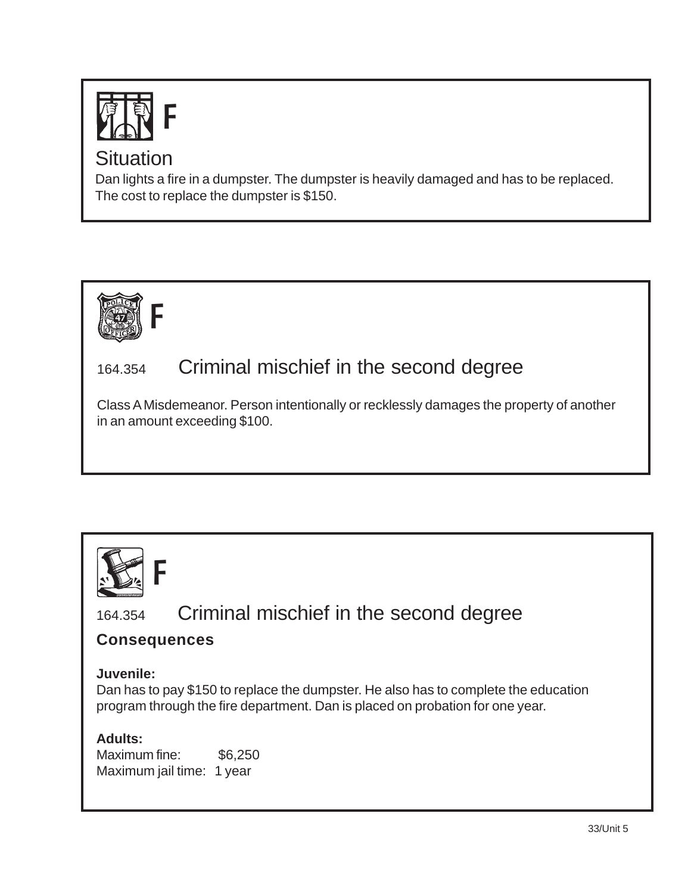F

## Situation

Dan lights a fire in a dumpster. The dumpster is heavily damaged and has to be replaced. The cost to replace the dumpster is $150.

F

## 164.354 Criminal mischief in the second degree

Class A Misdemeanor. Person intentionally or recklessly damages the property of another in an amount exceeding $100.

F

## 164.354 Criminal mischief in the second degree

**Consequences**

**Juvenile:**
Dan has to pay $150 to replace the dumpster. He also has to complete the education program through the fire department. Dan is placed on probation for one year.

**Adults:**
Maximum fine: $6,250
Maximum jail time: 1 year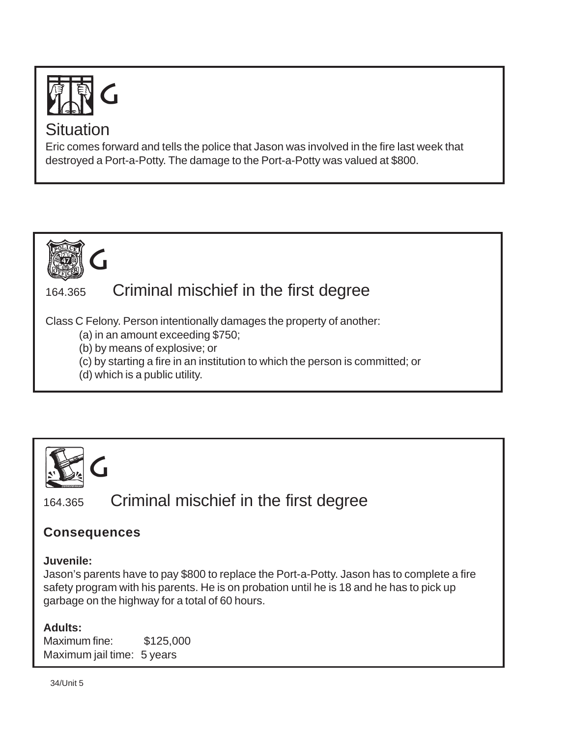G

## Situation

Eric comes forward and tells the police that Jason was involved in the fire last week that destroyed a Port-a-Potty. The damage to the Port-a-Potty was valued at $800.

G

## 164.365 Criminal mischief in the first degree

Class C Felony. Person intentionally damages the property of another:

(a) in an amount exceeding $750;
(b) by means of explosive; or
(c) by starting a fire in an institution to which the person is committed; or
(d) which is a public utility.

G

## 164.365 Criminal mischief in the first degree

### Consequences

**Juvenile:**
Jason's parents have to pay $800 to replace the Port-a-Potty. Jason has to complete a fire safety program with his parents. He is on probation until he is 18 and he has to pick up garbage on the highway for a total of 60 hours.

**Adults:**
Maximum fine: $125,000
Maximum jail time: 5 years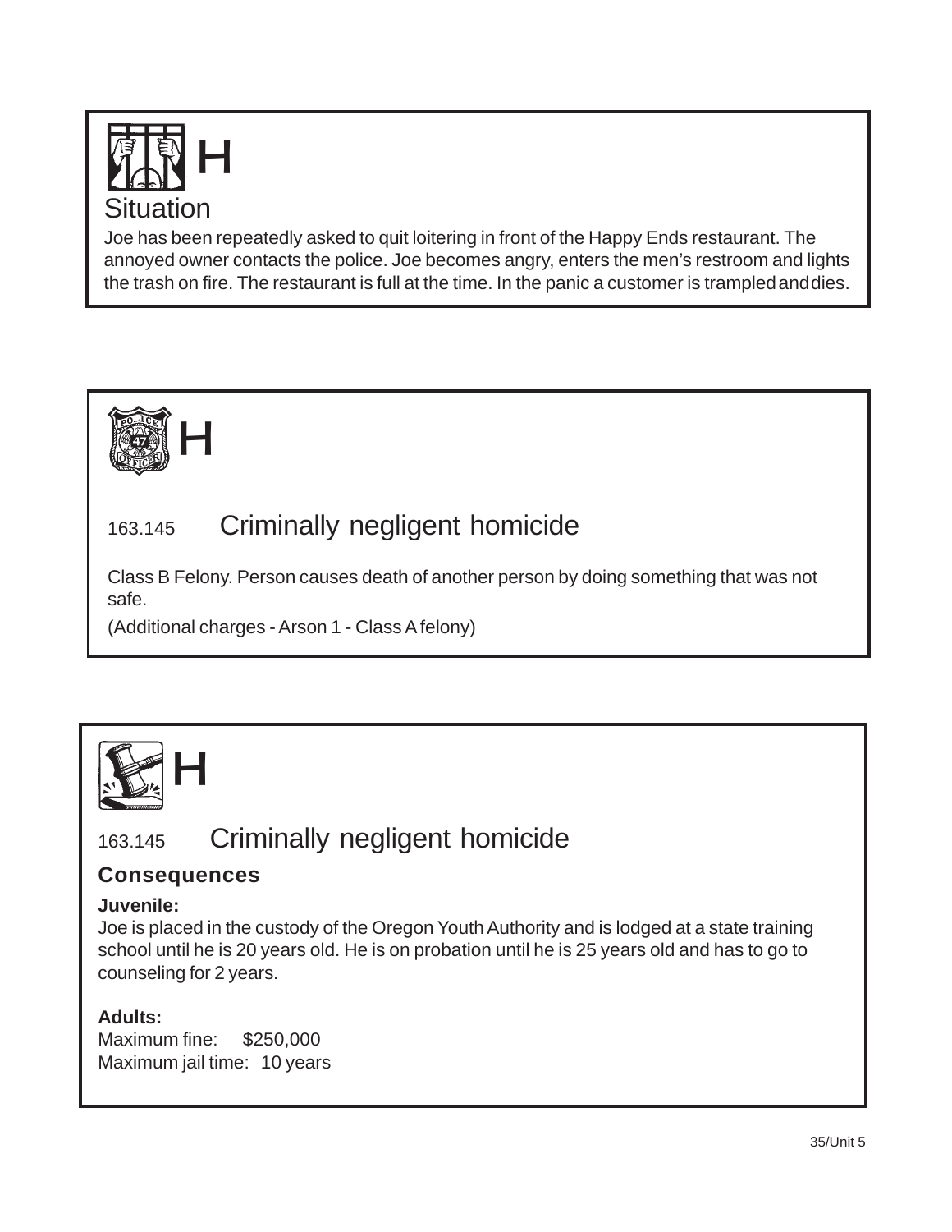## H

### Situation

Joe has been repeatedly asked to quit loitering in front of the Happy Ends restaurant. The annoyed owner contacts the police. Joe becomes angry, enters the men's restroom and lights the trash on fire. The restaurant is full at the time. In the panic a customer is trampled and dies.

## H

### 163.145 Criminally negligent homicide

Class B Felony. Person causes death of another person by doing something that was not safe.

(Additional charges - Arson 1 - Class A felony)

## H

### 163.145 Criminally negligent homicide

**Consequences**

**Juvenile:**
Joe is placed in the custody of the Oregon Youth Authority and is lodged at a state training school until he is 20 years old. He is on probation until he is 25 years old and has to go to counseling for 2 years.

**Adults:**
Maximum fine: $250,000
Maximum jail time: 10 years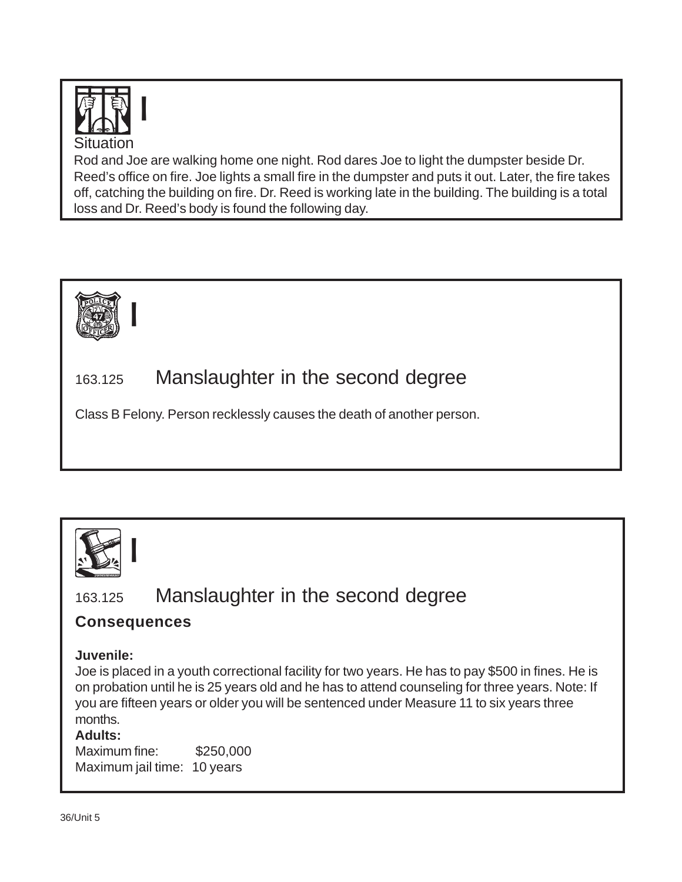I

Situation

Rod and Joe are walking home one night. Rod dares Joe to light the dumpster beside Dr. Reed's office on fire. Joe lights a small fire in the dumpster and puts it out. Later, the fire takes off, catching the building on fire. Dr. Reed is working late in the building. The building is a total loss and Dr. Reed's body is found the following day.

I

## 163.125 Manslaughter in the second degree

Class B Felony. Person recklessly causes the death of another person.

I

## 163.125 Manslaughter in the second degree

### Consequences

**Juvenile:**

Joe is placed in a youth correctional facility for two years. He has to pay $500 in fines. He is on probation until he is 25 years old and he has to attend counseling for three years. Note: If you are fifteen years or older you will be sentenced under Measure 11 to six years three months.

**Adults:**

Maximum fine: $250,000

Maximum jail time: 10 years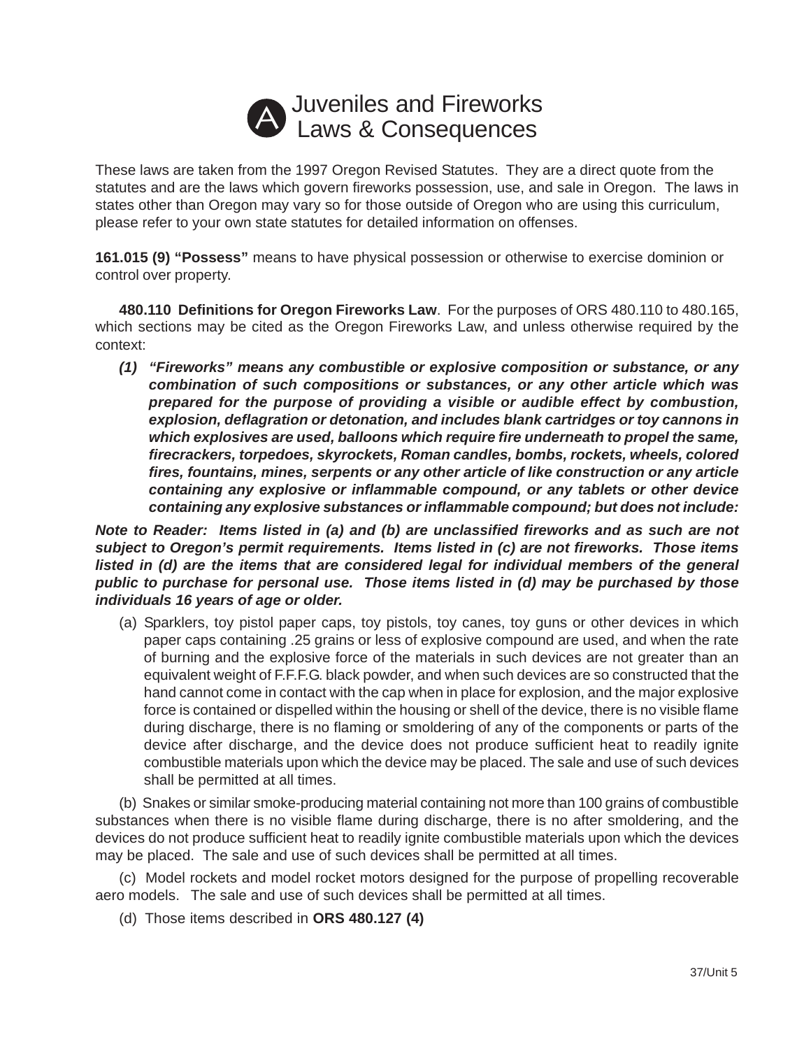# A Juveniles and Fireworks Laws & Consequences

These laws are taken from the 1997 Oregon Revised Statutes. They are a direct quote from the statutes and are the laws which govern fireworks possession, use, and sale in Oregon. The laws in states other than Oregon may vary so for those outside of Oregon who are using this curriculum, please refer to your own state statutes for detailed information on offenses.

**161.015 (9) "Possess"** means to have physical possession or otherwise to exercise dominion or control over property.

**480.110 Definitions for Oregon Fireworks Law**. For the purposes of ORS 480.110 to 480.165, which sections may be cited as the Oregon Fireworks Law, and unless otherwise required by the context:

***(1) "Fireworks" means any combustible or explosive composition or substance, or any combination of such compositions or substances, or any other article which was prepared for the purpose of providing a visible or audible effect by combustion, explosion, deflagration or detonation, and includes blank cartridges or toy cannons in which explosives are used, balloons which require fire underneath to propel the same, firecrackers, torpedoes, skyrockets, Roman candles, bombs, rockets, wheels, colored fires, fountains, mines, serpents or any other article of like construction or any article containing any explosive or inflammable compound, or any tablets or other device containing any explosive substances or inflammable compound; but does not include:***

***Note to Reader: Items listed in (a) and (b) are unclassified fireworks and as such are not subject to Oregon's permit requirements. Items listed in (c) are not fireworks. Those items listed in (d) are the items that are considered legal for individual members of the general public to purchase for personal use. Those items listed in (d) may be purchased by those individuals 16 years of age or older.***

(a) Sparklers, toy pistol paper caps, toy pistols, toy canes, toy guns or other devices in which paper caps containing .25 grains or less of explosive compound are used, and when the rate of burning and the explosive force of the materials in such devices are not greater than an equivalent weight of F.F.F.G. black powder, and when such devices are so constructed that the hand cannot come in contact with the cap when in place for explosion, and the major explosive force is contained or dispelled within the housing or shell of the device, there is no visible flame during discharge, there is no flaming or smoldering of any of the components or parts of the device after discharge, and the device does not produce sufficient heat to readily ignite combustible materials upon which the device may be placed. The sale and use of such devices shall be permitted at all times.

(b) Snakes or similar smoke-producing material containing not more than 100 grains of combustible substances when there is no visible flame during discharge, there is no after smoldering, and the devices do not produce sufficient heat to readily ignite combustible materials upon which the devices may be placed. The sale and use of such devices shall be permitted at all times.

(c) Model rockets and model rocket motors designed for the purpose of propelling recoverable aero models. The sale and use of such devices shall be permitted at all times.

(d) Those items described in **ORS 480.127 (4)**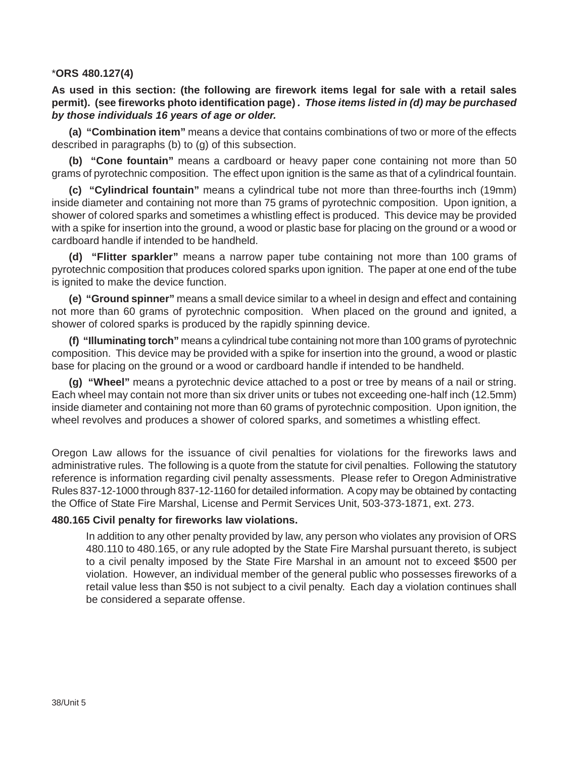*ORS 480.127(4)

**As used in this section: (the following are firework items legal for sale with a retail sales permit). (see fireworks photo identification page)** ***. Those items listed in (d) may be purchased by those individuals 16 years of age or older.***

**(a) "Combination item"** means a device that contains combinations of two or more of the effects described in paragraphs (b) to (g) of this subsection.

**(b) "Cone fountain"** means a cardboard or heavy paper cone containing not more than 50 grams of pyrotechnic composition. The effect upon ignition is the same as that of a cylindrical fountain.

**(c) "Cylindrical fountain"** means a cylindrical tube not more than three-fourths inch (19mm) inside diameter and containing not more than 75 grams of pyrotechnic composition. Upon ignition, a shower of colored sparks and sometimes a whistling effect is produced. This device may be provided with a spike for insertion into the ground, a wood or plastic base for placing on the ground or a wood or cardboard handle if intended to be handheld.

**(d) "Flitter sparkler"** means a narrow paper tube containing not more than 100 grams of pyrotechnic composition that produces colored sparks upon ignition. The paper at one end of the tube is ignited to make the device function.

**(e) "Ground spinner"** means a small device similar to a wheel in design and effect and containing not more than 60 grams of pyrotechnic composition. When placed on the ground and ignited, a shower of colored sparks is produced by the rapidly spinning device.

**(f) "Illuminating torch"** means a cylindrical tube containing not more than 100 grams of pyrotechnic composition. This device may be provided with a spike for insertion into the ground, a wood or plastic base for placing on the ground or a wood or cardboard handle if intended to be handheld.

**(g) "Wheel"** means a pyrotechnic device attached to a post or tree by means of a nail or string. Each wheel may contain not more than six driver units or tubes not exceeding one-half inch (12.5mm) inside diameter and containing not more than 60 grams of pyrotechnic composition. Upon ignition, the wheel revolves and produces a shower of colored sparks, and sometimes a whistling effect.

Oregon Law allows for the issuance of civil penalties for violations for the fireworks laws and administrative rules. The following is a quote from the statute for civil penalties. Following the statutory reference is information regarding civil penalty assessments. Please refer to Oregon Administrative Rules 837-12-1000 through 837-12-1160 for detailed information. A copy may be obtained by contacting the Office of State Fire Marshal, License and Permit Services Unit, 503-373-1871, ext. 273.

**480.165 Civil penalty for fireworks law violations.**

> In addition to any other penalty provided by law, any person who violates any provision of ORS 480.110 to 480.165, or any rule adopted by the State Fire Marshal pursuant thereto, is subject to a civil penalty imposed by the State Fire Marshal in an amount not to exceed $500 per violation. However, an individual member of the general public who possesses fireworks of a retail value less than $50 is not subject to a civil penalty. Each day a violation continues shall be considered a separate offense.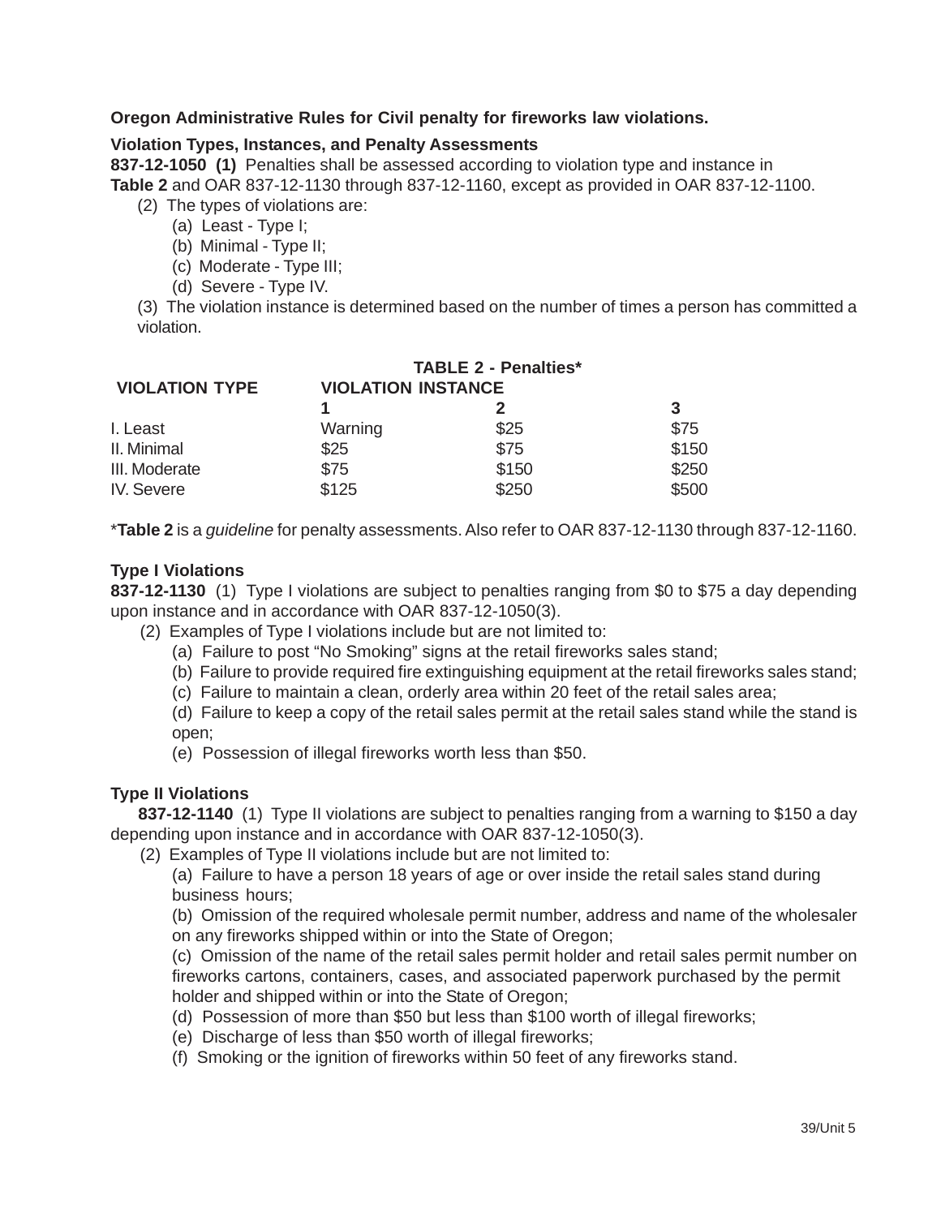**Oregon Administrative Rules for Civil penalty for fireworks law violations.**

**Violation Types, Instances, and Penalty Assessments**

**837-12-1050 (1)** Penalties shall be assessed according to violation type and instance in **Table 2** and OAR 837-12-1130 through 837-12-1160, except as provided in OAR 837-12-1100.

(2) The types of violations are:

(a) Least - Type I;

(b) Minimal - Type II;

(c) Moderate - Type III;

(d) Severe - Type IV.

(3) The violation instance is determined based on the number of times a person has committed a violation.

**TABLE 2 - Penalties***

| VIOLATION TYPE | VIOLATION INSTANCE | | |
|---|---|---|---|
| | **1** | **2** | **3** |
| I. Least | Warning | $25 | $75 |
| II. Minimal | $25 | $75 | $150 |
| III. Moderate | $75 | $150 | $250 |
| IV. Severe | $125 | $250 | $500 |

***Table 2** is a *guideline* for penalty assessments. Also refer to OAR 837-12-1130 through 837-12-1160.

**Type I Violations**

**837-12-1130** (1) Type I violations are subject to penalties ranging from $0 to $75 a day depending upon instance and in accordance with OAR 837-12-1050(3).

(2) Examples of Type I violations include but are not limited to:

(a) Failure to post "No Smoking" signs at the retail fireworks sales stand;

(b) Failure to provide required fire extinguishing equipment at the retail fireworks sales stand;

(c) Failure to maintain a clean, orderly area within 20 feet of the retail sales area;

(d) Failure to keep a copy of the retail sales permit at the retail sales stand while the stand is open;

(e) Possession of illegal fireworks worth less than $50.

**Type II Violations**

**837-12-1140** (1) Type II violations are subject to penalties ranging from a warning to $150 a day depending upon instance and in accordance with OAR 837-12-1050(3).

(2) Examples of Type II violations include but are not limited to:

(a) Failure to have a person 18 years of age or over inside the retail sales stand during business hours;

(b) Omission of the required wholesale permit number, address and name of the wholesaler on any fireworks shipped within or into the State of Oregon;

(c) Omission of the name of the retail sales permit holder and retail sales permit number on fireworks cartons, containers, cases, and associated paperwork purchased by the permit holder and shipped within or into the State of Oregon;

(d) Possession of more than $50 but less than $100 worth of illegal fireworks;

(e) Discharge of less than $50 worth of illegal fireworks;

(f) Smoking or the ignition of fireworks within 50 feet of any fireworks stand.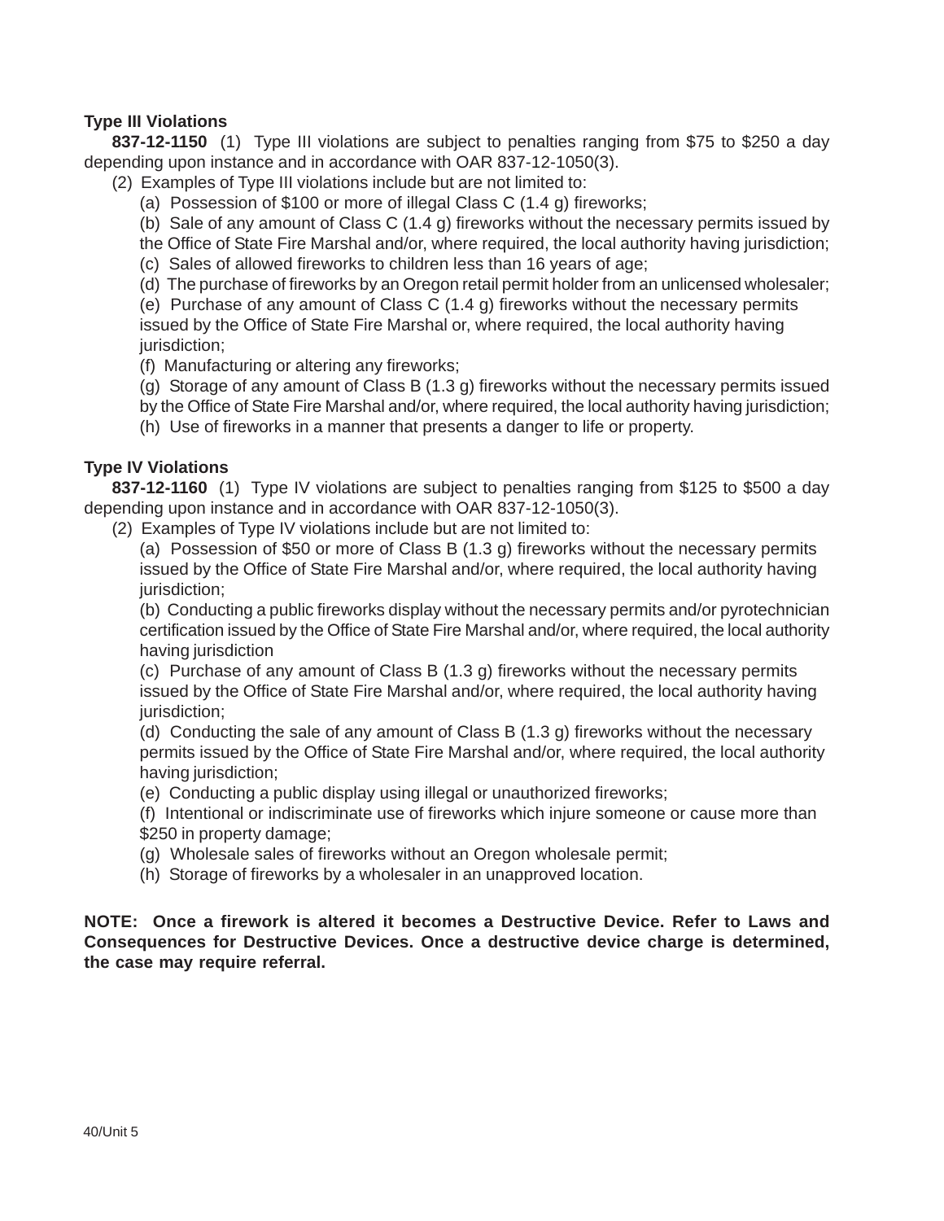**Type III Violations**

**837-12-1150** (1) Type III violations are subject to penalties ranging from $75 to $250 a day depending upon instance and in accordance with OAR 837-12-1050(3).

(2) Examples of Type III violations include but are not limited to:

(a) Possession of $100 or more of illegal Class C (1.4 g) fireworks;

(b) Sale of any amount of Class C (1.4 g) fireworks without the necessary permits issued by the Office of State Fire Marshal and/or, where required, the local authority having jurisdiction;

(c) Sales of allowed fireworks to children less than 16 years of age;

(d) The purchase of fireworks by an Oregon retail permit holder from an unlicensed wholesaler;

(e) Purchase of any amount of Class C (1.4 g) fireworks without the necessary permits issued by the Office of State Fire Marshal or, where required, the local authority having jurisdiction;

(f) Manufacturing or altering any fireworks;

(g) Storage of any amount of Class B (1.3 g) fireworks without the necessary permits issued by the Office of State Fire Marshal and/or, where required, the local authority having jurisdiction;

(h) Use of fireworks in a manner that presents a danger to life or property.

**Type IV Violations**

**837-12-1160** (1) Type IV violations are subject to penalties ranging from $125 to $500 a day depending upon instance and in accordance with OAR 837-12-1050(3).

(2) Examples of Type IV violations include but are not limited to:

(a) Possession of $50 or more of Class B (1.3 g) fireworks without the necessary permits issued by the Office of State Fire Marshal and/or, where required, the local authority having jurisdiction;

(b) Conducting a public fireworks display without the necessary permits and/or pyrotechnician certification issued by the Office of State Fire Marshal and/or, where required, the local authority having jurisdiction

(c) Purchase of any amount of Class B (1.3 g) fireworks without the necessary permits issued by the Office of State Fire Marshal and/or, where required, the local authority having jurisdiction;

(d) Conducting the sale of any amount of Class B (1.3 g) fireworks without the necessary permits issued by the Office of State Fire Marshal and/or, where required, the local authority having jurisdiction;

(e) Conducting a public display using illegal or unauthorized fireworks;

(f) Intentional or indiscriminate use of fireworks which injure someone or cause more than $250 in property damage;

(g) Wholesale sales of fireworks without an Oregon wholesale permit;

(h) Storage of fireworks by a wholesaler in an unapproved location.

**NOTE: Once a firework is altered it becomes a Destructive Device. Refer to Laws and Consequences for Destructive Devices. Once a destructive device charge is determined, the case may require referral.**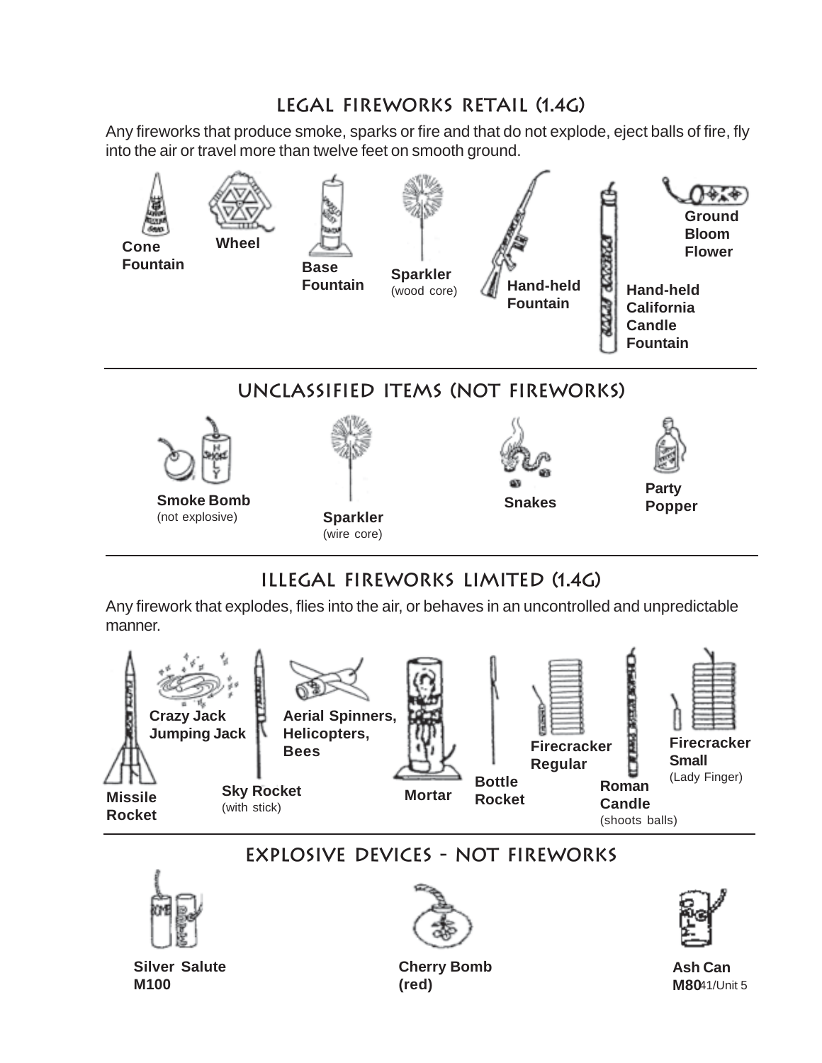## LEGAL FIREWORKS RETAIL (1.4G)

Any fireworks that produce smoke, sparks or fire and that do not explode, eject balls of fire, fly into the air or travel more than twelve feet on smooth ground.

- **Cone Fountain**
- **Wheel**
- **Base Fountain**
- **Sparkler** (wood core)
- **Hand-held Fountain**
- **Hand-held California Candle Fountain**
- **Ground Bloom Flower**

## UNCLASSIFIED ITEMS (NOT FIREWORKS)

- **Smoke Bomb** (not explosive)
- **Sparkler** (wire core)
- **Snakes**
- **Party Popper**

## ILLEGAL FIREWORKS LIMITED (1.4G)

Any firework that explodes, flies into the air, or behaves in an uncontrolled and unpredictable manner.

- **Missile Rocket**
- **Crazy Jack Jumping Jack**
- **Sky Rocket** (with stick)
- **Aerial Spinners, Helicopters, Bees**
- **Mortar**
- **Bottle Rocket**
- **Firecracker Regular**
- **Roman Candle** (shoots balls)
- **Firecracker Small** (Lady Finger)

## EXPLOSIVE DEVICES - NOT FIREWORKS

- **Silver Salute M100**
- **Cherry Bomb (red)**
- **Ash Can M80**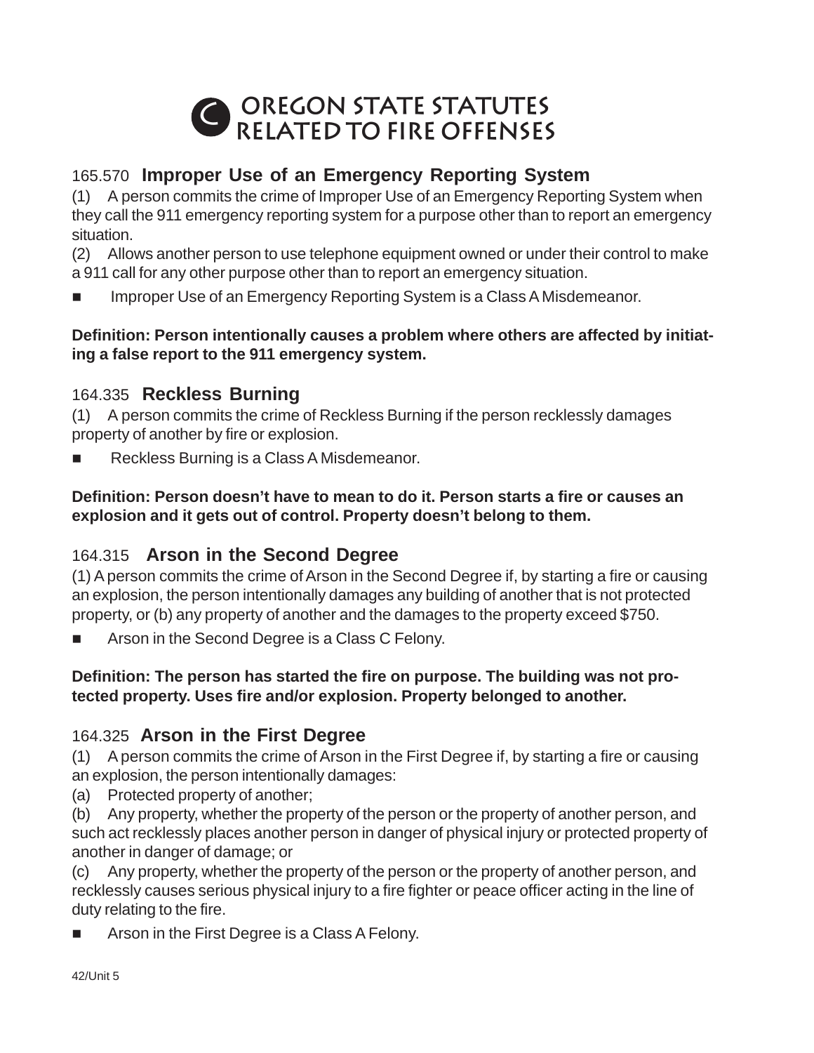# C OREGON STATE STATUTES RELATED TO FIRE OFFENSES

## 165.570 **Improper Use of an Emergency Reporting System**

(1) A person commits the crime of Improper Use of an Emergency Reporting System when they call the 911 emergency reporting system for a purpose other than to report an emergency situation.

(2) Allows another person to use telephone equipment owned or under their control to make a 911 call for any other purpose other than to report an emergency situation.

- Improper Use of an Emergency Reporting System is a Class A Misdemeanor.

**Definition: Person intentionally causes a problem where others are affected by initiating a false report to the 911 emergency system.**

## 164.335 **Reckless Burning**

(1) A person commits the crime of Reckless Burning if the person recklessly damages property of another by fire or explosion.

- Reckless Burning is a Class A Misdemeanor.

**Definition: Person doesn't have to mean to do it. Person starts a fire or causes an explosion and it gets out of control. Property doesn't belong to them.**

## 164.315 **Arson in the Second Degree**

(1) A person commits the crime of Arson in the Second Degree if, by starting a fire or causing an explosion, the person intentionally damages any building of another that is not protected property, or (b) any property of another and the damages to the property exceed $750.

- Arson in the Second Degree is a Class C Felony.

**Definition: The person has started the fire on purpose. The building was not protected property. Uses fire and/or explosion. Property belonged to another.**

## 164.325 **Arson in the First Degree**

(1) A person commits the crime of Arson in the First Degree if, by starting a fire or causing an explosion, the person intentionally damages:

(a) Protected property of another;

(b) Any property, whether the property of the person or the property of another person, and such act recklessly places another person in danger of physical injury or protected property of another in danger of damage; or

(c) Any property, whether the property of the person or the property of another person, and recklessly causes serious physical injury to a fire fighter or peace officer acting in the line of duty relating to the fire.

- Arson in the First Degree is a Class A Felony.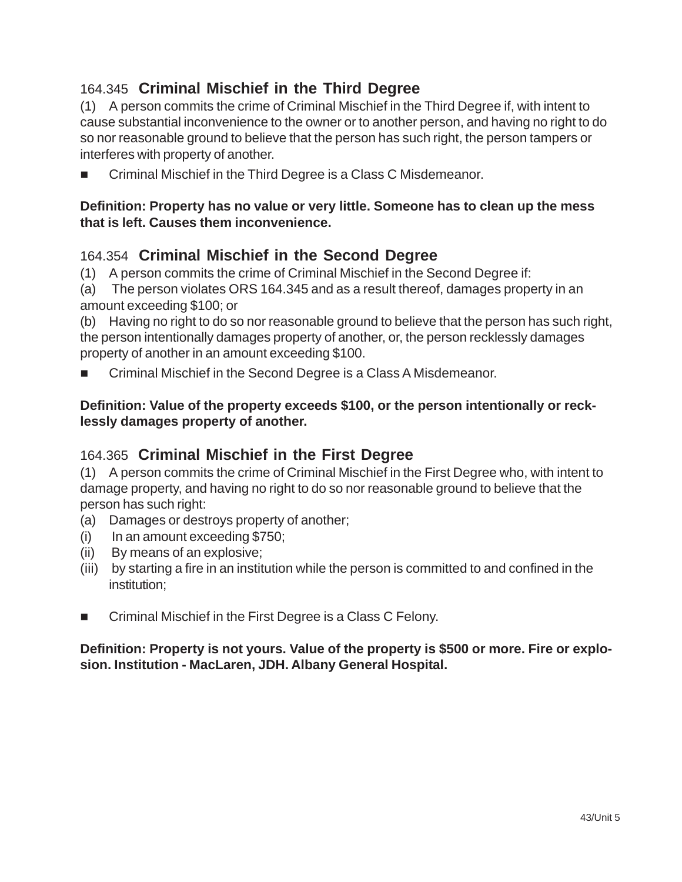### 164.345 **Criminal Mischief in the Third Degree**

(1) A person commits the crime of Criminal Mischief in the Third Degree if, with intent to cause substantial inconvenience to the owner or to another person, and having no right to do so nor reasonable ground to believe that the person has such right, the person tampers or interferes with property of another.

- Criminal Mischief in the Third Degree is a Class C Misdemeanor.

**Definition: Property has no value or very little. Someone has to clean up the mess that is left. Causes them inconvenience.**

### 164.354 **Criminal Mischief in the Second Degree**

(1) A person commits the crime of Criminal Mischief in the Second Degree if:

(a) The person violates ORS 164.345 and as a result thereof, damages property in an amount exceeding $100; or

(b) Having no right to do so nor reasonable ground to believe that the person has such right, the person intentionally damages property of another, or, the person recklessly damages property of another in an amount exceeding $100.

- Criminal Mischief in the Second Degree is a Class A Misdemeanor.

**Definition: Value of the property exceeds $100, or the person intentionally or recklessly damages property of another.**

### 164.365 **Criminal Mischief in the First Degree**

(1) A person commits the crime of Criminal Mischief in the First Degree who, with intent to damage property, and having no right to do so nor reasonable ground to believe that the person has such right:

(a) Damages or destroys property of another;

(i) In an amount exceeding $750;

(ii) By means of an explosive;

(iii) by starting a fire in an institution while the person is committed to and confined in the institution;

- Criminal Mischief in the First Degree is a Class C Felony.

**Definition: Property is not yours. Value of the property is $500 or more. Fire or explosion. Institution - MacLaren, JDH. Albany General Hospital.**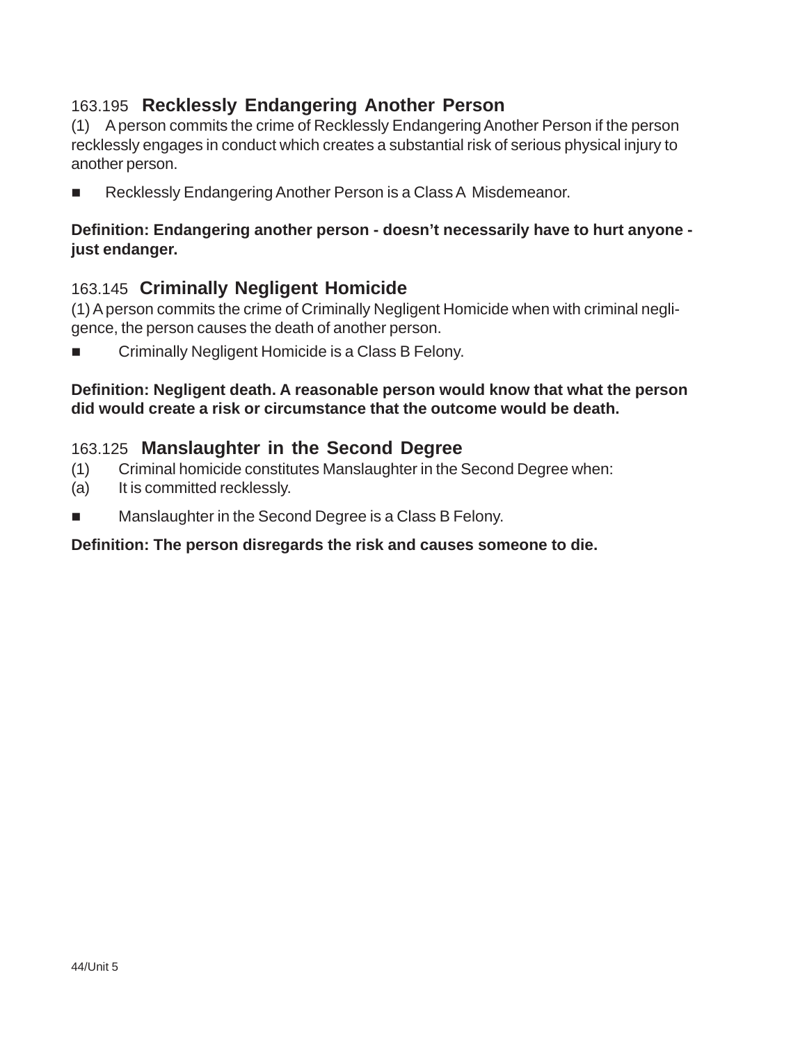### 163.195 **Recklessly Endangering Another Person**

(1) A person commits the crime of Recklessly Endangering Another Person if the person recklessly engages in conduct which creates a substantial risk of serious physical injury to another person.

- Recklessly Endangering Another Person is a Class A Misdemeanor.

**Definition: Endangering another person - doesn't necessarily have to hurt anyone - just endanger.**

### 163.145 **Criminally Negligent Homicide**

(1) A person commits the crime of Criminally Negligent Homicide when with criminal negligence, the person causes the death of another person.

- Criminally Negligent Homicide is a Class B Felony.

**Definition: Negligent death. A reasonable person would know that what the person did would create a risk or circumstance that the outcome would be death.**

### 163.125 **Manslaughter in the Second Degree**

(1) Criminal homicide constitutes Manslaughter in the Second Degree when:

(a) It is committed recklessly.

- Manslaughter in the Second Degree is a Class B Felony.

**Definition: The person disregards the risk and causes someone to die.**